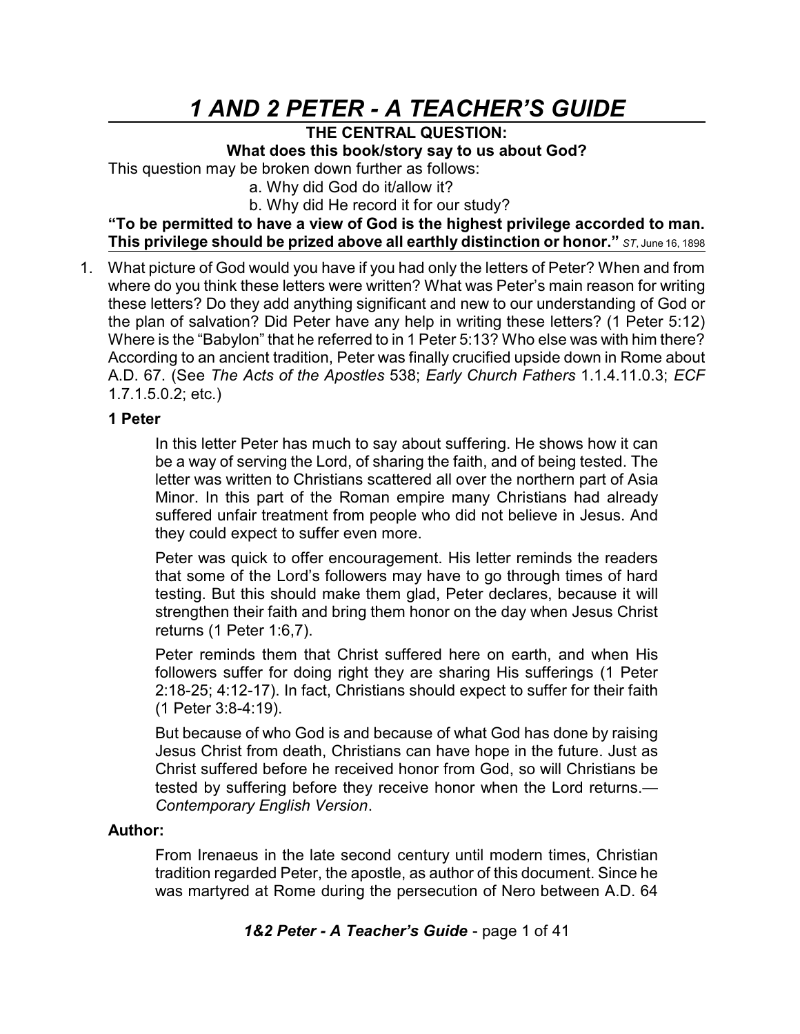# *1 AND 2 PETER - A TEACHER'S GUIDE*

**THE CENTRAL QUESTION:**

**What does this book/story say to us about God?**

This question may be broken down further as follows:

a. Why did God do it/allow it?

b. Why did He record it for our study?

**"To be permitted to have a view of God is the highest privilege accorded to man. This privilege should be prized above all earthly distinction or honor."** *ST*, June 16, 1898

1. What picture of God would you have if you had only the letters of Peter? When and from where do you think these letters were written? What was Peter's main reason for writing these letters? Do they add anything significant and new to our understanding of God or the plan of salvation? Did Peter have any help in writing these letters? (1 Peter 5:12) Where is the "Babylon" that he referred to in 1 Peter 5:13? Who else was with him there? According to an ancient tradition, Peter was finally crucified upside down in Rome about A.D. 67. (See *The Acts of the Apostles* 538; *Early Church Fathers* 1.1.4.11.0.3; *ECF* 1.7.1.5.0.2; etc.)

   **1 Peter**

   > In this letter Peter has much to say about suffering. He shows how it can be a way of serving the Lord, of sharing the faith, and of being tested. The letter was written to Christians scattered all over the northern part of Asia Minor. In this part of the Roman empire many Christians had already suffered unfair treatment from people who did not believe in Jesus. And they could expect to suffer even more.
   >
   > Peter was quick to offer encouragement. His letter reminds the readers that some of the Lord's followers may have to go through times of hard testing. But this should make them glad, Peter declares, because it will strengthen their faith and bring them honor on the day when Jesus Christ returns (1 Peter 1:6,7).
   >
   > Peter reminds them that Christ suffered here on earth, and when His followers suffer for doing right they are sharing His sufferings (1 Peter 2:18-25; 4:12-17). In fact, Christians should expect to suffer for their faith (1 Peter 3:8-4:19).
   >
   > But because of who God is and because of what God has done by raising Jesus Christ from death, Christians can have hope in the future. Just as Christ suffered before he received honor from God, so will Christians be tested by suffering before they receive honor when the Lord returns.—*Contemporary English Version*.

   **Author:**

   > From Irenaeus in the late second century until modern times, Christian tradition regarded Peter, the apostle, as author of this document. Since he was martyred at Rome during the persecution of Nero between A.D. 64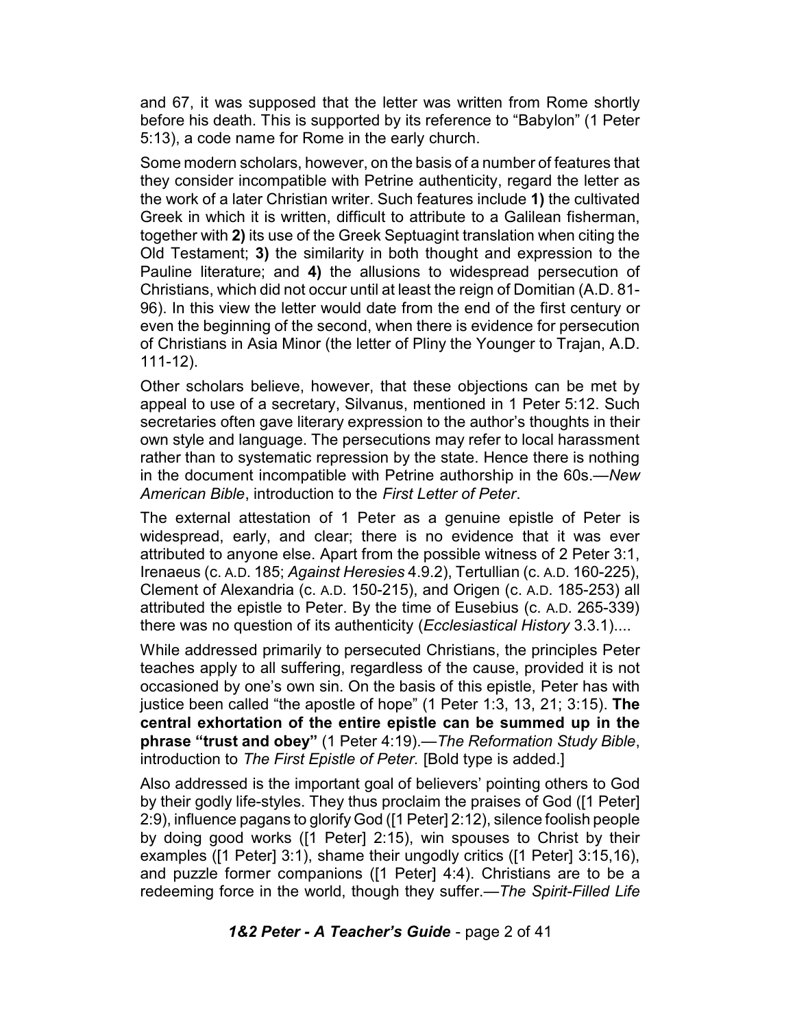and 67, it was supposed that the letter was written from Rome shortly before his death. This is supported by its reference to "Babylon" (1 Peter 5:13), a code name for Rome in the early church.

Some modern scholars, however, on the basis of a number of features that they consider incompatible with Petrine authenticity, regard the letter as the work of a later Christian writer. Such features include **1)** the cultivated Greek in which it is written, difficult to attribute to a Galilean fisherman, together with **2)** its use of the Greek Septuagint translation when citing the Old Testament; **3)** the similarity in both thought and expression to the Pauline literature; and **4)** the allusions to widespread persecution of Christians, which did not occur until at least the reign of Domitian (A.D. 81-96). In this view the letter would date from the end of the first century or even the beginning of the second, when there is evidence for persecution of Christians in Asia Minor (the letter of Pliny the Younger to Trajan, A.D. 111-12).

Other scholars believe, however, that these objections can be met by appeal to use of a secretary, Silvanus, mentioned in 1 Peter 5:12. Such secretaries often gave literary expression to the author's thoughts in their own style and language. The persecutions may refer to local harassment rather than to systematic repression by the state. Hence there is nothing in the document incompatible with Petrine authorship in the 60s.—*New American Bible*, introduction to the *First Letter of Peter*.

The external attestation of 1 Peter as a genuine epistle of Peter is widespread, early, and clear; there is no evidence that it was ever attributed to anyone else. Apart from the possible witness of 2 Peter 3:1, Irenaeus (c. A.D. 185; *Against Heresies* 4.9.2), Tertullian (c. A.D. 160-225), Clement of Alexandria (c. A.D. 150-215), and Origen (c. A.D. 185-253) all attributed the epistle to Peter. By the time of Eusebius (c. A.D. 265-339) there was no question of its authenticity (*Ecclesiastical History* 3.3.1)....

While addressed primarily to persecuted Christians, the principles Peter teaches apply to all suffering, regardless of the cause, provided it is not occasioned by one's own sin. On the basis of this epistle, Peter has with justice been called "the apostle of hope" (1 Peter 1:3, 13, 21; 3:15). **The central exhortation of the entire epistle can be summed up in the phrase "trust and obey"** (1 Peter 4:19).—*The Reformation Study Bible*, introduction to *The First Epistle of Peter.* [Bold type is added.]

Also addressed is the important goal of believers' pointing others to God by their godly life-styles. They thus proclaim the praises of God ([1 Peter] 2:9), influence pagans to glorify God ([1 Peter] 2:12), silence foolish people by doing good works ([1 Peter] 2:15), win spouses to Christ by their examples ([1 Peter] 3:1), shame their ungodly critics ([1 Peter] 3:15,16), and puzzle former companions ([1 Peter] 4:4). Christians are to be a redeeming force in the world, though they suffer.—*The Spirit-Filled Life*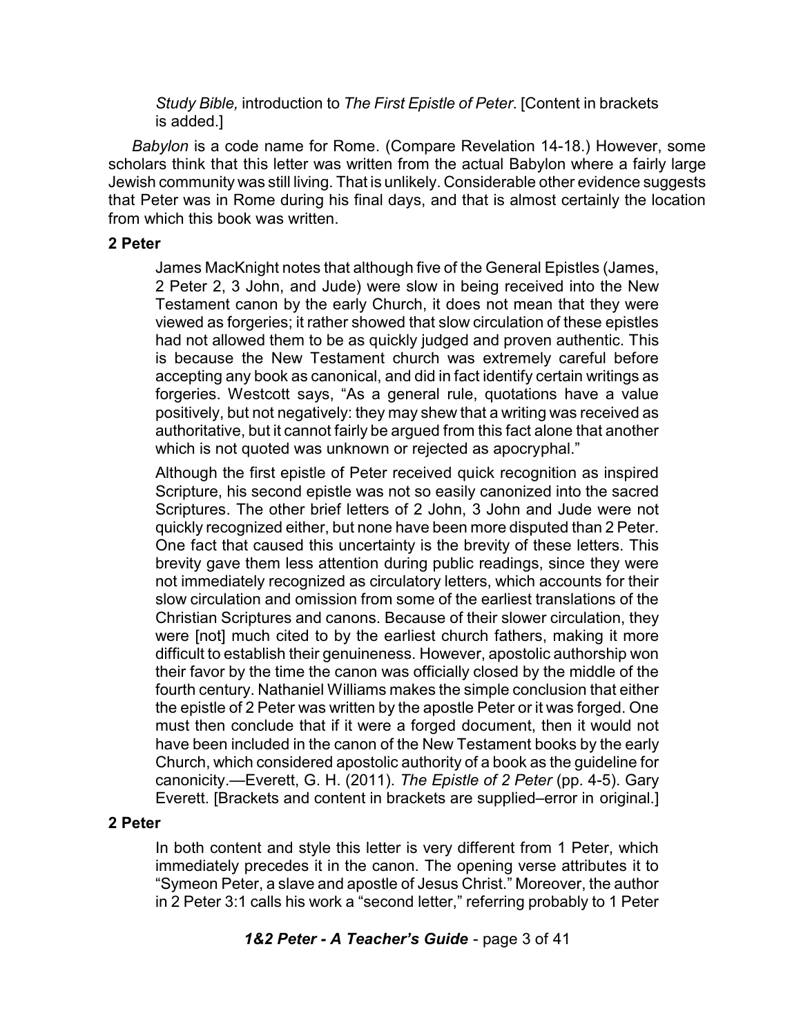*Study Bible,* introduction to *The First Epistle of Peter*. [Content in brackets is added.]

*Babylon* is a code name for Rome. (Compare Revelation 14-18.) However, some scholars think that this letter was written from the actual Babylon where a fairly large Jewish community was still living. That is unlikely. Considerable other evidence suggests that Peter was in Rome during his final days, and that is almost certainly the location from which this book was written.

**2 Peter**

> James MacKnight notes that although five of the General Epistles (James, 2 Peter 2, 3 John, and Jude) were slow in being received into the New Testament canon by the early Church, it does not mean that they were viewed as forgeries; it rather showed that slow circulation of these epistles had not allowed them to be as quickly judged and proven authentic. This is because the New Testament church was extremely careful before accepting any book as canonical, and did in fact identify certain writings as forgeries. Westcott says, "As a general rule, quotations have a value positively, but not negatively: they may shew that a writing was received as authoritative, but it cannot fairly be argued from this fact alone that another which is not quoted was unknown or rejected as apocryphal."
>
> Although the first epistle of Peter received quick recognition as inspired Scripture, his second epistle was not so easily canonized into the sacred Scriptures. The other brief letters of 2 John, 3 John and Jude were not quickly recognized either, but none have been more disputed than 2 Peter. One fact that caused this uncertainty is the brevity of these letters. This brevity gave them less attention during public readings, since they were not immediately recognized as circulatory letters, which accounts for their slow circulation and omission from some of the earliest translations of the Christian Scriptures and canons. Because of their slower circulation, they were [not] much cited to by the earliest church fathers, making it more difficult to establish their genuineness. However, apostolic authorship won their favor by the time the canon was officially closed by the middle of the fourth century. Nathaniel Williams makes the simple conclusion that either the epistle of 2 Peter was written by the apostle Peter or it was forged. One must then conclude that if it were a forged document, then it would not have been included in the canon of the New Testament books by the early Church, which considered apostolic authority of a book as the guideline for canonicity.—Everett, G. H. (2011). *The Epistle of 2 Peter* (pp. 4-5). Gary Everett. [Brackets and content in brackets are supplied–error in original.]

**2 Peter**

> In both content and style this letter is very different from 1 Peter, which immediately precedes it in the canon. The opening verse attributes it to "Symeon Peter, a slave and apostle of Jesus Christ." Moreover, the author in 2 Peter 3:1 calls his work a "second letter," referring probably to 1 Peter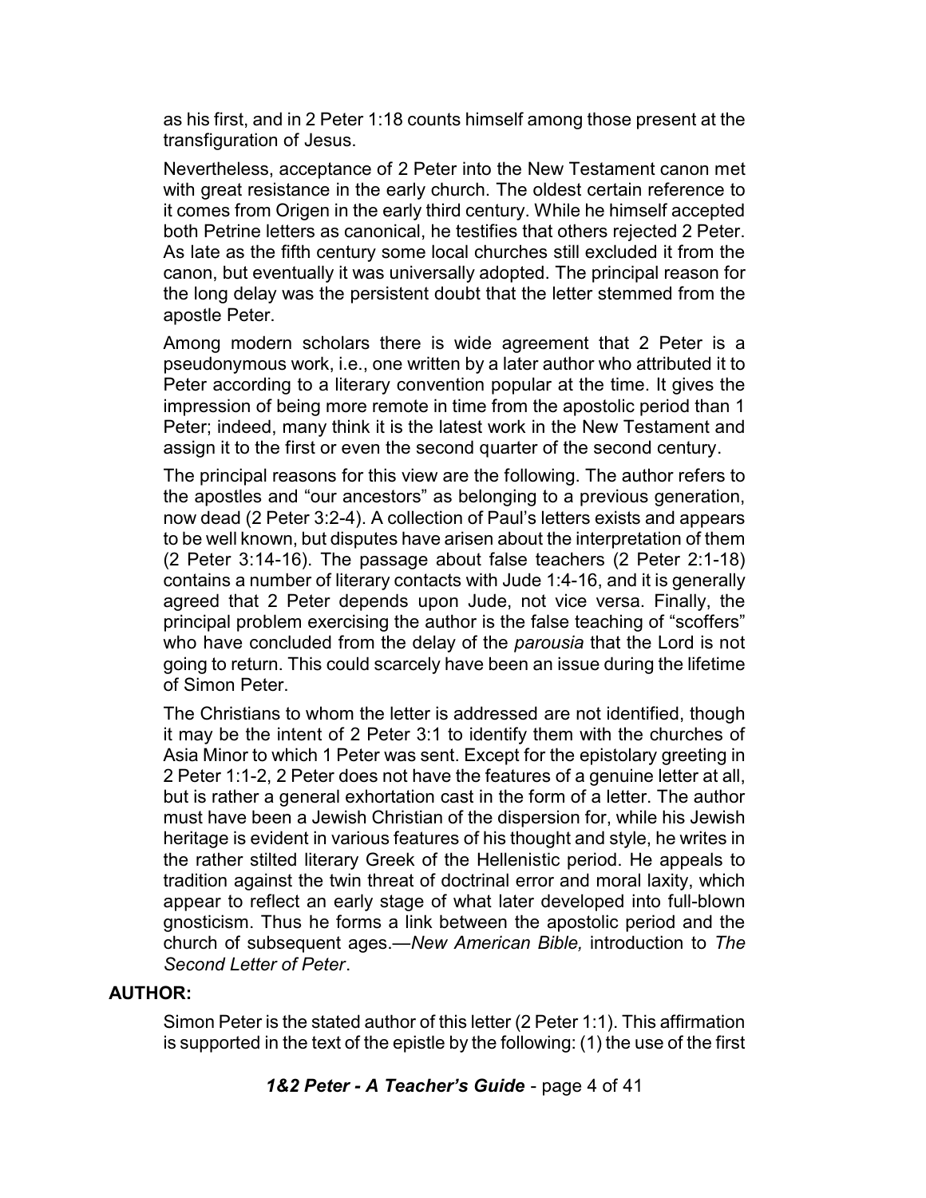as his first, and in 2 Peter 1:18 counts himself among those present at the transfiguration of Jesus.

Nevertheless, acceptance of 2 Peter into the New Testament canon met with great resistance in the early church. The oldest certain reference to it comes from Origen in the early third century. While he himself accepted both Petrine letters as canonical, he testifies that others rejected 2 Peter. As late as the fifth century some local churches still excluded it from the canon, but eventually it was universally adopted. The principal reason for the long delay was the persistent doubt that the letter stemmed from the apostle Peter.

Among modern scholars there is wide agreement that 2 Peter is a pseudonymous work, i.e., one written by a later author who attributed it to Peter according to a literary convention popular at the time. It gives the impression of being more remote in time from the apostolic period than 1 Peter; indeed, many think it is the latest work in the New Testament and assign it to the first or even the second quarter of the second century.

The principal reasons for this view are the following. The author refers to the apostles and "our ancestors" as belonging to a previous generation, now dead (2 Peter 3:2-4). A collection of Paul's letters exists and appears to be well known, but disputes have arisen about the interpretation of them (2 Peter 3:14-16). The passage about false teachers (2 Peter 2:1-18) contains a number of literary contacts with Jude 1:4-16, and it is generally agreed that 2 Peter depends upon Jude, not vice versa. Finally, the principal problem exercising the author is the false teaching of "scoffers" who have concluded from the delay of the *parousia* that the Lord is not going to return. This could scarcely have been an issue during the lifetime of Simon Peter.

The Christians to whom the letter is addressed are not identified, though it may be the intent of 2 Peter 3:1 to identify them with the churches of Asia Minor to which 1 Peter was sent. Except for the epistolary greeting in 2 Peter 1:1-2, 2 Peter does not have the features of a genuine letter at all, but is rather a general exhortation cast in the form of a letter. The author must have been a Jewish Christian of the dispersion for, while his Jewish heritage is evident in various features of his thought and style, he writes in the rather stilted literary Greek of the Hellenistic period. He appeals to tradition against the twin threat of doctrinal error and moral laxity, which appear to reflect an early stage of what later developed into full-blown gnosticism. Thus he forms a link between the apostolic period and the church of subsequent ages.—*New American Bible,* introduction to *The Second Letter of Peter*.

**AUTHOR:**

Simon Peter is the stated author of this letter (2 Peter 1:1). This affirmation is supported in the text of the epistle by the following: (1) the use of the first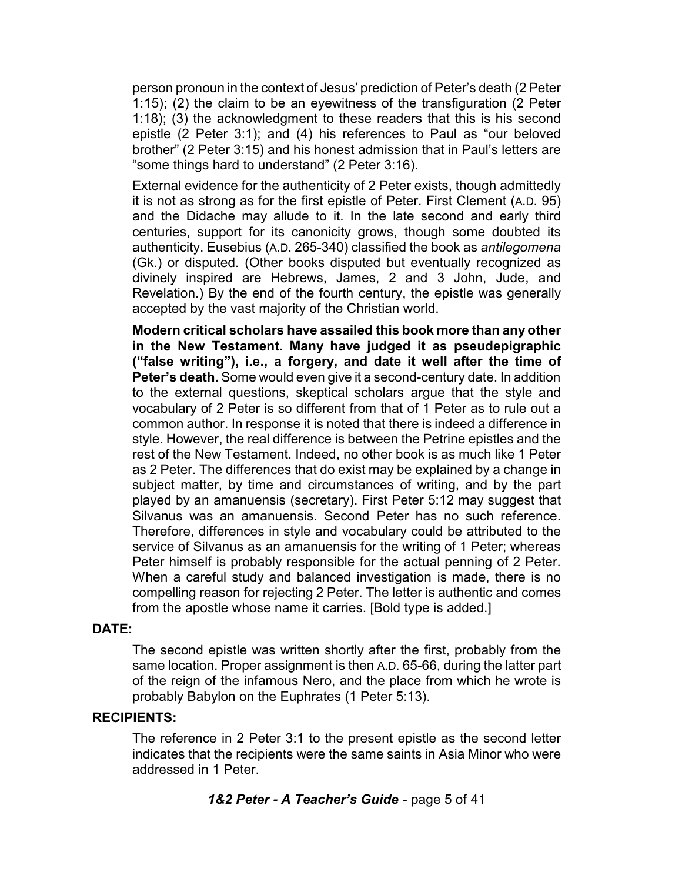person pronoun in the context of Jesus' prediction of Peter's death (2 Peter 1:15); (2) the claim to be an eyewitness of the transfiguration (2 Peter 1:18); (3) the acknowledgment to these readers that this is his second epistle (2 Peter 3:1); and (4) his references to Paul as "our beloved brother" (2 Peter 3:15) and his honest admission that in Paul's letters are "some things hard to understand" (2 Peter 3:16).

External evidence for the authenticity of 2 Peter exists, though admittedly it is not as strong as for the first epistle of Peter. First Clement (A.D. 95) and the Didache may allude to it. In the late second and early third centuries, support for its canonicity grows, though some doubted its authenticity. Eusebius (A.D. 265-340) classified the book as *antilegomena* (Gk.) or disputed. (Other books disputed but eventually recognized as divinely inspired are Hebrews, James, 2 and 3 John, Jude, and Revelation.) By the end of the fourth century, the epistle was generally accepted by the vast majority of the Christian world.

**Modern critical scholars have assailed this book more than any other in the New Testament. Many have judged it as pseudepigraphic ("false writing"), i.e., a forgery, and date it well after the time of Peter's death.** Some would even give it a second-century date. In addition to the external questions, skeptical scholars argue that the style and vocabulary of 2 Peter is so different from that of 1 Peter as to rule out a common author. In response it is noted that there is indeed a difference in style. However, the real difference is between the Petrine epistles and the rest of the New Testament. Indeed, no other book is as much like 1 Peter as 2 Peter. The differences that do exist may be explained by a change in subject matter, by time and circumstances of writing, and by the part played by an amanuensis (secretary). First Peter 5:12 may suggest that Silvanus was an amanuensis. Second Peter has no such reference. Therefore, differences in style and vocabulary could be attributed to the service of Silvanus as an amanuensis for the writing of 1 Peter; whereas Peter himself is probably responsible for the actual penning of 2 Peter. When a careful study and balanced investigation is made, there is no compelling reason for rejecting 2 Peter. The letter is authentic and comes from the apostle whose name it carries. [Bold type is added.]

**DATE:**

The second epistle was written shortly after the first, probably from the same location. Proper assignment is then A.D. 65-66, during the latter part of the reign of the infamous Nero, and the place from which he wrote is probably Babylon on the Euphrates (1 Peter 5:13).

**RECIPIENTS:**

The reference in 2 Peter 3:1 to the present epistle as the second letter indicates that the recipients were the same saints in Asia Minor who were addressed in 1 Peter.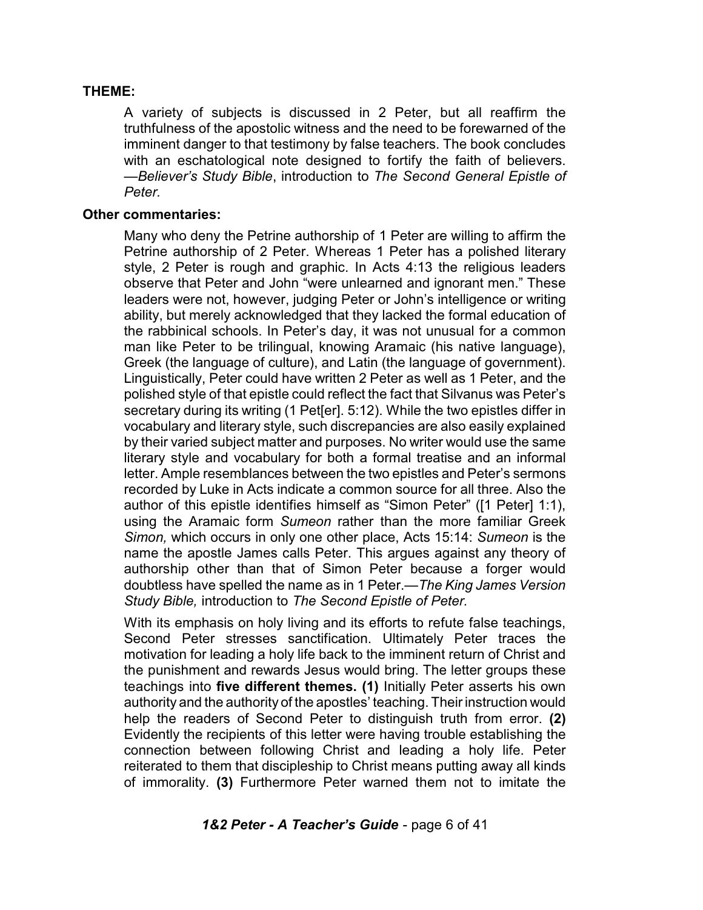**THEME:**

A variety of subjects is discussed in 2 Peter, but all reaffirm the truthfulness of the apostolic witness and the need to be forewarned of the imminent danger to that testimony by false teachers. The book concludes with an eschatological note designed to fortify the faith of believers. —*Believer's Study Bible*, introduction to *The Second General Epistle of Peter.*

**Other commentaries:**

Many who deny the Petrine authorship of 1 Peter are willing to affirm the Petrine authorship of 2 Peter. Whereas 1 Peter has a polished literary style, 2 Peter is rough and graphic. In Acts 4:13 the religious leaders observe that Peter and John "were unlearned and ignorant men." These leaders were not, however, judging Peter or John's intelligence or writing ability, but merely acknowledged that they lacked the formal education of the rabbinical schools. In Peter's day, it was not unusual for a common man like Peter to be trilingual, knowing Aramaic (his native language), Greek (the language of culture), and Latin (the language of government). Linguistically, Peter could have written 2 Peter as well as 1 Peter, and the polished style of that epistle could reflect the fact that Silvanus was Peter's secretary during its writing (1 Pet[er]. 5:12). While the two epistles differ in vocabulary and literary style, such discrepancies are also easily explained by their varied subject matter and purposes. No writer would use the same literary style and vocabulary for both a formal treatise and an informal letter. Ample resemblances between the two epistles and Peter's sermons recorded by Luke in Acts indicate a common source for all three. Also the author of this epistle identifies himself as "Simon Peter" ([1 Peter] 1:1), using the Aramaic form *Sumeon* rather than the more familiar Greek *Simon,* which occurs in only one other place, Acts 15:14: *Sumeon* is the name the apostle James calls Peter. This argues against any theory of authorship other than that of Simon Peter because a forger would doubtless have spelled the name as in 1 Peter.—*The King James Version Study Bible,* introduction to *The Second Epistle of Peter.*

With its emphasis on holy living and its efforts to refute false teachings, Second Peter stresses sanctification. Ultimately Peter traces the motivation for leading a holy life back to the imminent return of Christ and the punishment and rewards Jesus would bring. The letter groups these teachings into **five different themes. (1)** Initially Peter asserts his own authority and the authority of the apostles' teaching. Their instruction would help the readers of Second Peter to distinguish truth from error. **(2)** Evidently the recipients of this letter were having trouble establishing the connection between following Christ and leading a holy life. Peter reiterated to them that discipleship to Christ means putting away all kinds of immorality. **(3)** Furthermore Peter warned them not to imitate the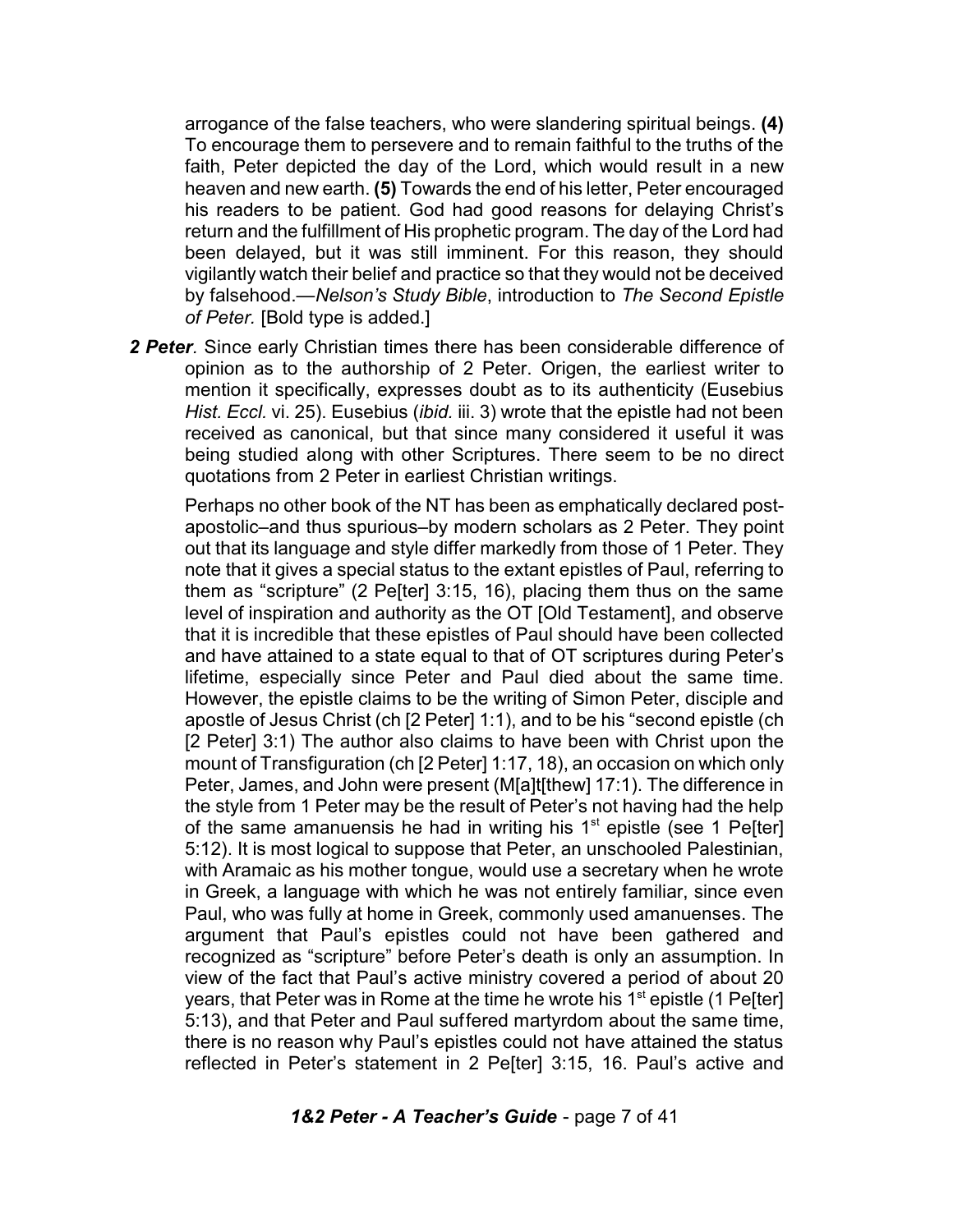arrogance of the false teachers, who were slandering spiritual beings. **(4)** To encourage them to persevere and to remain faithful to the truths of the faith, Peter depicted the day of the Lord, which would result in a new heaven and new earth. **(5)** Towards the end of his letter, Peter encouraged his readers to be patient. God had good reasons for delaying Christ's return and the fulfillment of His prophetic program. The day of the Lord had been delayed, but it was still imminent. For this reason, they should vigilantly watch their belief and practice so that they would not be deceived by falsehood.—*Nelson's Study Bible*, introduction to *The Second Epistle of Peter.* [Bold type is added.]

***2 Peter.*** Since early Christian times there has been considerable difference of opinion as to the authorship of 2 Peter. Origen, the earliest writer to mention it specifically, expresses doubt as to its authenticity (Eusebius *Hist. Eccl.* vi. 25). Eusebius (*ibid.* iii. 3) wrote that the epistle had not been received as canonical, but that since many considered it useful it was being studied along with other Scriptures. There seem to be no direct quotations from 2 Peter in earliest Christian writings.

Perhaps no other book of the NT has been as emphatically declared post-apostolic–and thus spurious–by modern scholars as 2 Peter. They point out that its language and style differ markedly from those of 1 Peter. They note that it gives a special status to the extant epistles of Paul, referring to them as "scripture" (2 Pe[ter] 3:15, 16), placing them thus on the same level of inspiration and authority as the OT [Old Testament], and observe that it is incredible that these epistles of Paul should have been collected and have attained to a state equal to that of OT scriptures during Peter's lifetime, especially since Peter and Paul died about the same time. However, the epistle claims to be the writing of Simon Peter, disciple and apostle of Jesus Christ (ch [2 Peter] 1:1), and to be his "second epistle (ch [2 Peter] 3:1) The author also claims to have been with Christ upon the mount of Transfiguration (ch [2 Peter] 1:17, 18), an occasion on which only Peter, James, and John were present (M[a]t[thew] 17:1). The difference in the style from 1 Peter may be the result of Peter's not having had the help of the same amanuensis he had in writing his 1st epistle (see 1 Pe[ter] 5:12). It is most logical to suppose that Peter, an unschooled Palestinian, with Aramaic as his mother tongue, would use a secretary when he wrote in Greek, a language with which he was not entirely familiar, since even Paul, who was fully at home in Greek, commonly used amanuenses. The argument that Paul's epistles could not have been gathered and recognized as "scripture" before Peter's death is only an assumption. In view of the fact that Paul's active ministry covered a period of about 20 years, that Peter was in Rome at the time he wrote his 1st epistle (1 Pe[ter] 5:13), and that Peter and Paul suffered martyrdom about the same time, there is no reason why Paul's epistles could not have attained the status reflected in Peter's statement in 2 Pe[ter] 3:15, 16. Paul's active and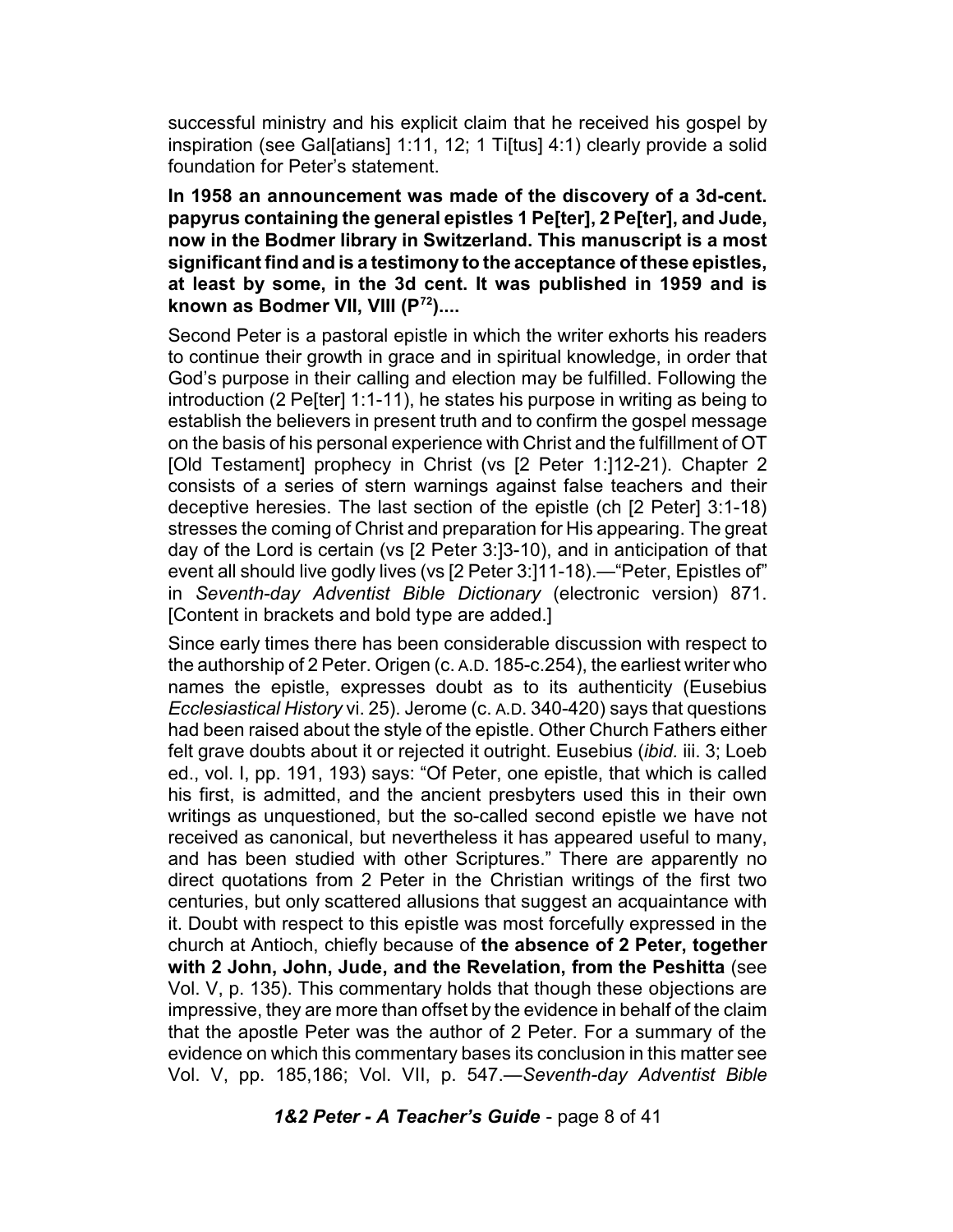successful ministry and his explicit claim that he received his gospel by inspiration (see Gal[atians] 1:11, 12; 1 Ti[tus] 4:1) clearly provide a solid foundation for Peter's statement.

**In 1958 an announcement was made of the discovery of a 3d-cent. papyrus containing the general epistles 1 Pe[ter], 2 Pe[ter], and Jude, now in the Bodmer library in Switzerland. This manuscript is a most significant find and is a testimony to the acceptance of these epistles, at least by some, in the 3d cent. It was published in 1959 and is known as Bodmer VII, VIII ($P^{72}$)....**

Second Peter is a pastoral epistle in which the writer exhorts his readers to continue their growth in grace and in spiritual knowledge, in order that God's purpose in their calling and election may be fulfilled. Following the introduction (2 Pe[ter] 1:1-11), he states his purpose in writing as being to establish the believers in present truth and to confirm the gospel message on the basis of his personal experience with Christ and the fulfillment of OT [Old Testament] prophecy in Christ (vs [2 Peter 1:]12-21). Chapter 2 consists of a series of stern warnings against false teachers and their deceptive heresies. The last section of the epistle (ch [2 Peter] 3:1-18) stresses the coming of Christ and preparation for His appearing. The great day of the Lord is certain (vs [2 Peter 3:]3-10), and in anticipation of that event all should live godly lives (vs [2 Peter 3:]11-18).—"Peter, Epistles of" in *Seventh-day Adventist Bible Dictionary* (electronic version) 871. [Content in brackets and bold type are added.]

Since early times there has been considerable discussion with respect to the authorship of 2 Peter. Origen (c. A.D. 185-c.254), the earliest writer who names the epistle, expresses doubt as to its authenticity (Eusebius *Ecclesiastical History* vi. 25). Jerome (c. A.D. 340-420) says that questions had been raised about the style of the epistle. Other Church Fathers either felt grave doubts about it or rejected it outright. Eusebius (*ibid.* iii. 3; Loeb ed., vol. I, pp. 191, 193) says: "Of Peter, one epistle, that which is called his first, is admitted, and the ancient presbyters used this in their own writings as unquestioned, but the so-called second epistle we have not received as canonical, but nevertheless it has appeared useful to many, and has been studied with other Scriptures." There are apparently no direct quotations from 2 Peter in the Christian writings of the first two centuries, but only scattered allusions that suggest an acquaintance with it. Doubt with respect to this epistle was most forcefully expressed in the church at Antioch, chiefly because of **the absence of 2 Peter, together with 2 John, John, Jude, and the Revelation, from the Peshitta** (see Vol. V, p. 135). This commentary holds that though these objections are impressive, they are more than offset by the evidence in behalf of the claim that the apostle Peter was the author of 2 Peter. For a summary of the evidence on which this commentary bases its conclusion in this matter see Vol. V, pp. 185,186; Vol. VII, p. 547.—*Seventh-day Adventist Bible*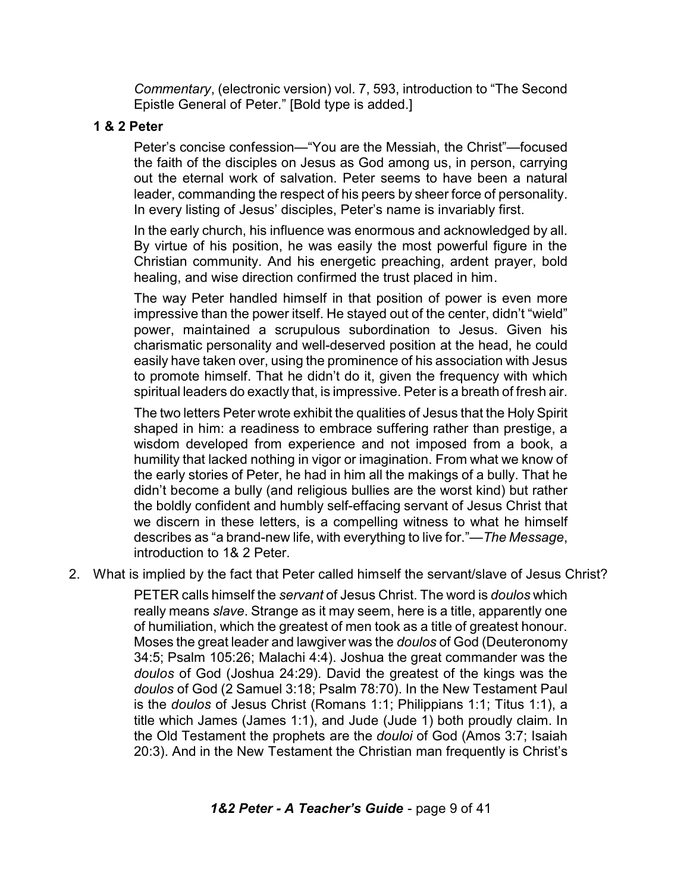*Commentary*, (electronic version) vol. 7, 593, introduction to “The Second Epistle General of Peter.” [Bold type is added.]

**1 & 2 Peter**

Peter’s concise confession—“You are the Messiah, the Christ”—focused the faith of the disciples on Jesus as God among us, in person, carrying out the eternal work of salvation. Peter seems to have been a natural leader, commanding the respect of his peers by sheer force of personality. In every listing of Jesus’ disciples, Peter’s name is invariably first.

In the early church, his influence was enormous and acknowledged by all. By virtue of his position, he was easily the most powerful figure in the Christian community. And his energetic preaching, ardent prayer, bold healing, and wise direction confirmed the trust placed in him.

The way Peter handled himself in that position of power is even more impressive than the power itself. He stayed out of the center, didn’t “wield” power, maintained a scrupulous subordination to Jesus. Given his charismatic personality and well-deserved position at the head, he could easily have taken over, using the prominence of his association with Jesus to promote himself. That he didn’t do it, given the frequency with which spiritual leaders do exactly that, is impressive. Peter is a breath of fresh air.

The two letters Peter wrote exhibit the qualities of Jesus that the Holy Spirit shaped in him: a readiness to embrace suffering rather than prestige, a wisdom developed from experience and not imposed from a book, a humility that lacked nothing in vigor or imagination. From what we know of the early stories of Peter, he had in him all the makings of a bully. That he didn’t become a bully (and religious bullies are the worst kind) but rather the boldly confident and humbly self-effacing servant of Jesus Christ that we discern in these letters, is a compelling witness to what he himself describes as “a brand-new life, with everything to live for.”—*The Message*, introduction to 1& 2 Peter.

2. What is implied by the fact that Peter called himself the servant/slave of Jesus Christ?

PETER calls himself the *servant* of Jesus Christ. The word is *doulos* which really means *slave*. Strange as it may seem, here is a title, apparently one of humiliation, which the greatest of men took as a title of greatest honour. Moses the great leader and lawgiver was the *doulos* of God (Deuteronomy 34:5; Psalm 105:26; Malachi 4:4). Joshua the great commander was the *doulos* of God (Joshua 24:29). David the greatest of the kings was the *doulos* of God (2 Samuel 3:18; Psalm 78:70). In the New Testament Paul is the *doulos* of Jesus Christ (Romans 1:1; Philippians 1:1; Titus 1:1), a title which James (James 1:1), and Jude (Jude 1) both proudly claim. In the Old Testament the prophets are the *douloi* of God (Amos 3:7; Isaiah 20:3). And in the New Testament the Christian man frequently is Christ’s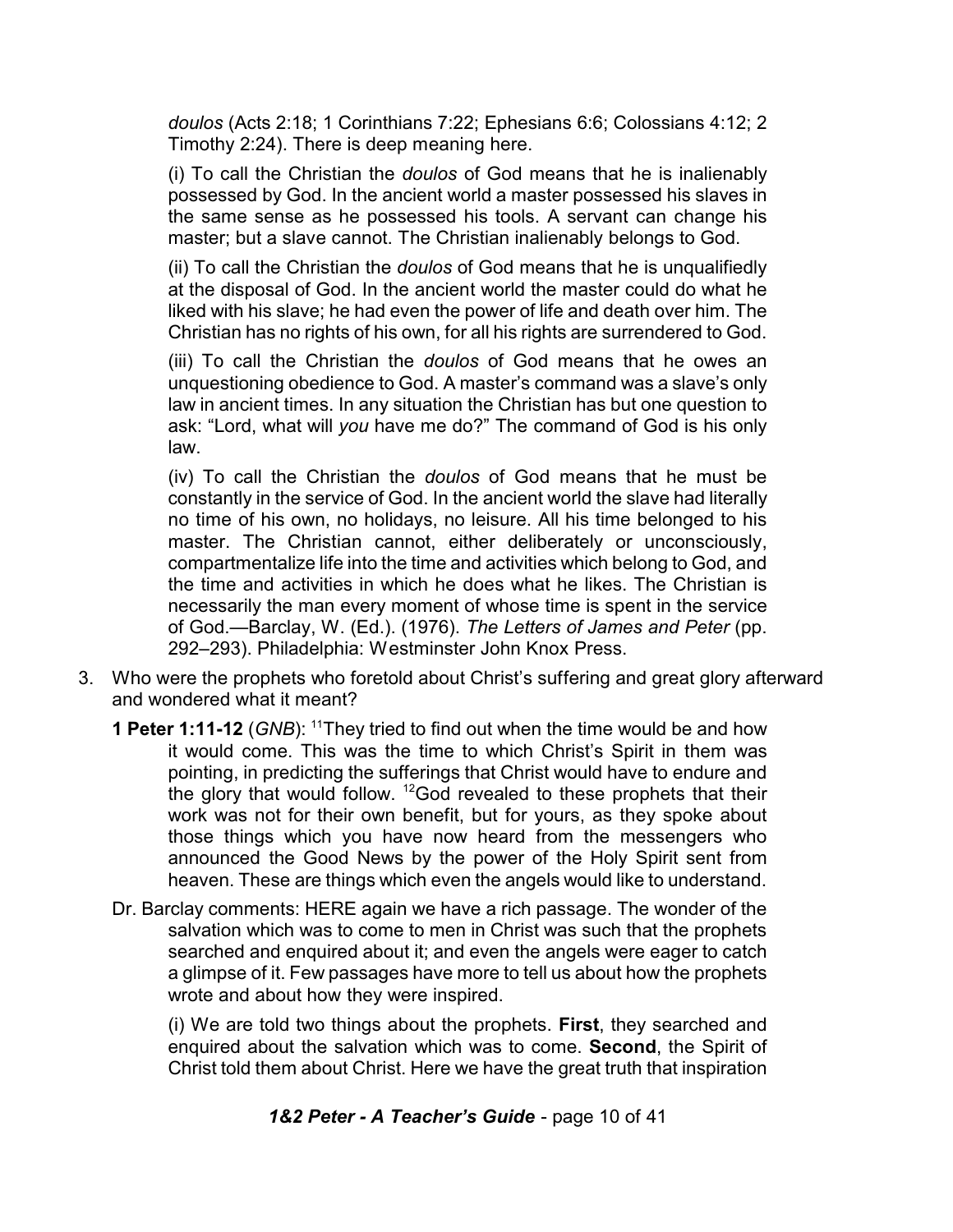*doulos* (Acts 2:18; 1 Corinthians 7:22; Ephesians 6:6; Colossians 4:12; 2 Timothy 2:24). There is deep meaning here.

(i) To call the Christian the *doulos* of God means that he is inalienably possessed by God. In the ancient world a master possessed his slaves in the same sense as he possessed his tools. A servant can change his master; but a slave cannot. The Christian inalienably belongs to God.

(ii) To call the Christian the *doulos* of God means that he is unqualifiedly at the disposal of God. In the ancient world the master could do what he liked with his slave; he had even the power of life and death over him. The Christian has no rights of his own, for all his rights are surrendered to God.

(iii) To call the Christian the *doulos* of God means that he owes an unquestioning obedience to God. A master's command was a slave's only law in ancient times. In any situation the Christian has but one question to ask: "Lord, what will *you* have me do?" The command of God is his only law.

(iv) To call the Christian the *doulos* of God means that he must be constantly in the service of God. In the ancient world the slave had literally no time of his own, no holidays, no leisure. All his time belonged to his master. The Christian cannot, either deliberately or unconsciously, compartmentalize life into the time and activities which belong to God, and the time and activities in which he does what he likes. The Christian is necessarily the man every moment of whose time is spent in the service of God.—Barclay, W. (Ed.). (1976). *The Letters of James and Peter* (pp. 292–293). Philadelphia: Westminster John Knox Press.

3. Who were the prophets who foretold about Christ's suffering and great glory afterward and wondered what it meant?

**1 Peter 1:11-12** (*GNB*): [11]They tried to find out when the time would be and how it would come. This was the time to which Christ's Spirit in them was pointing, in predicting the sufferings that Christ would have to endure and the glory that would follow. [12]God revealed to these prophets that their work was not for their own benefit, but for yours, as they spoke about those things which you have now heard from the messengers who announced the Good News by the power of the Holy Spirit sent from heaven. These are things which even the angels would like to understand.

Dr. Barclay comments: HERE again we have a rich passage. The wonder of the salvation which was to come to men in Christ was such that the prophets searched and enquired about it; and even the angels were eager to catch a glimpse of it. Few passages have more to tell us about how the prophets wrote and about how they were inspired.

(i) We are told two things about the prophets. **First**, they searched and enquired about the salvation which was to come. **Second**, the Spirit of Christ told them about Christ. Here we have the great truth that inspiration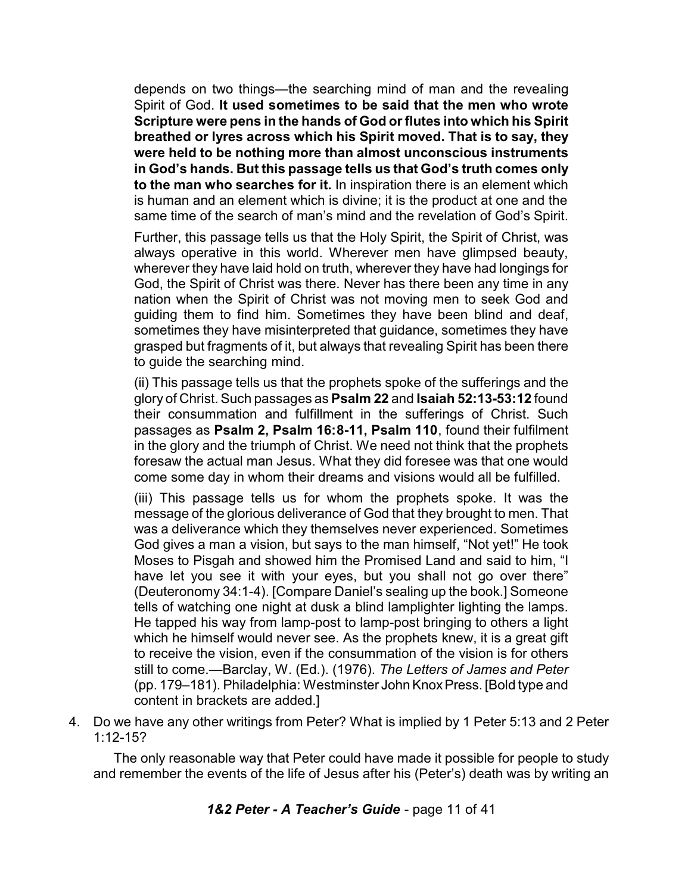depends on two things—the searching mind of man and the revealing Spirit of God. **It used sometimes to be said that the men who wrote Scripture were pens in the hands of God or flutes into which his Spirit breathed or lyres across which his Spirit moved. That is to say, they were held to be nothing more than almost unconscious instruments in God's hands. But this passage tells us that God's truth comes only to the man who searches for it.** In inspiration there is an element which is human and an element which is divine; it is the product at one and the same time of the search of man's mind and the revelation of God's Spirit.

Further, this passage tells us that the Holy Spirit, the Spirit of Christ, was always operative in this world. Wherever men have glimpsed beauty, wherever they have laid hold on truth, wherever they have had longings for God, the Spirit of Christ was there. Never has there been any time in any nation when the Spirit of Christ was not moving men to seek God and guiding them to find him. Sometimes they have been blind and deaf, sometimes they have misinterpreted that guidance, sometimes they have grasped but fragments of it, but always that revealing Spirit has been there to guide the searching mind.

(ii) This passage tells us that the prophets spoke of the sufferings and the glory of Christ. Such passages as **Psalm 22** and **Isaiah 52:13-53:12** found their consummation and fulfillment in the sufferings of Christ. Such passages as **Psalm 2, Psalm 16:8-11, Psalm 110**, found their fulfilment in the glory and the triumph of Christ. We need not think that the prophets foresaw the actual man Jesus. What they did foresee was that one would come some day in whom their dreams and visions would all be fulfilled.

(iii) This passage tells us for whom the prophets spoke. It was the message of the glorious deliverance of God that they brought to men. That was a deliverance which they themselves never experienced. Sometimes God gives a man a vision, but says to the man himself, "Not yet!" He took Moses to Pisgah and showed him the Promised Land and said to him, "I have let you see it with your eyes, but you shall not go over there" (Deuteronomy 34:1-4). [Compare Daniel's sealing up the book.] Someone tells of watching one night at dusk a blind lamplighter lighting the lamps. He tapped his way from lamp-post to lamp-post bringing to others a light which he himself would never see. As the prophets knew, it is a great gift to receive the vision, even if the consummation of the vision is for others still to come.—Barclay, W. (Ed.). (1976). *The Letters of James and Peter* (pp. 179–181). Philadelphia: Westminster John Knox Press. [Bold type and content in brackets are added.]

4. Do we have any other writings from Peter? What is implied by 1 Peter 5:13 and 2 Peter 1:12-15?

The only reasonable way that Peter could have made it possible for people to study and remember the events of the life of Jesus after his (Peter's) death was by writing an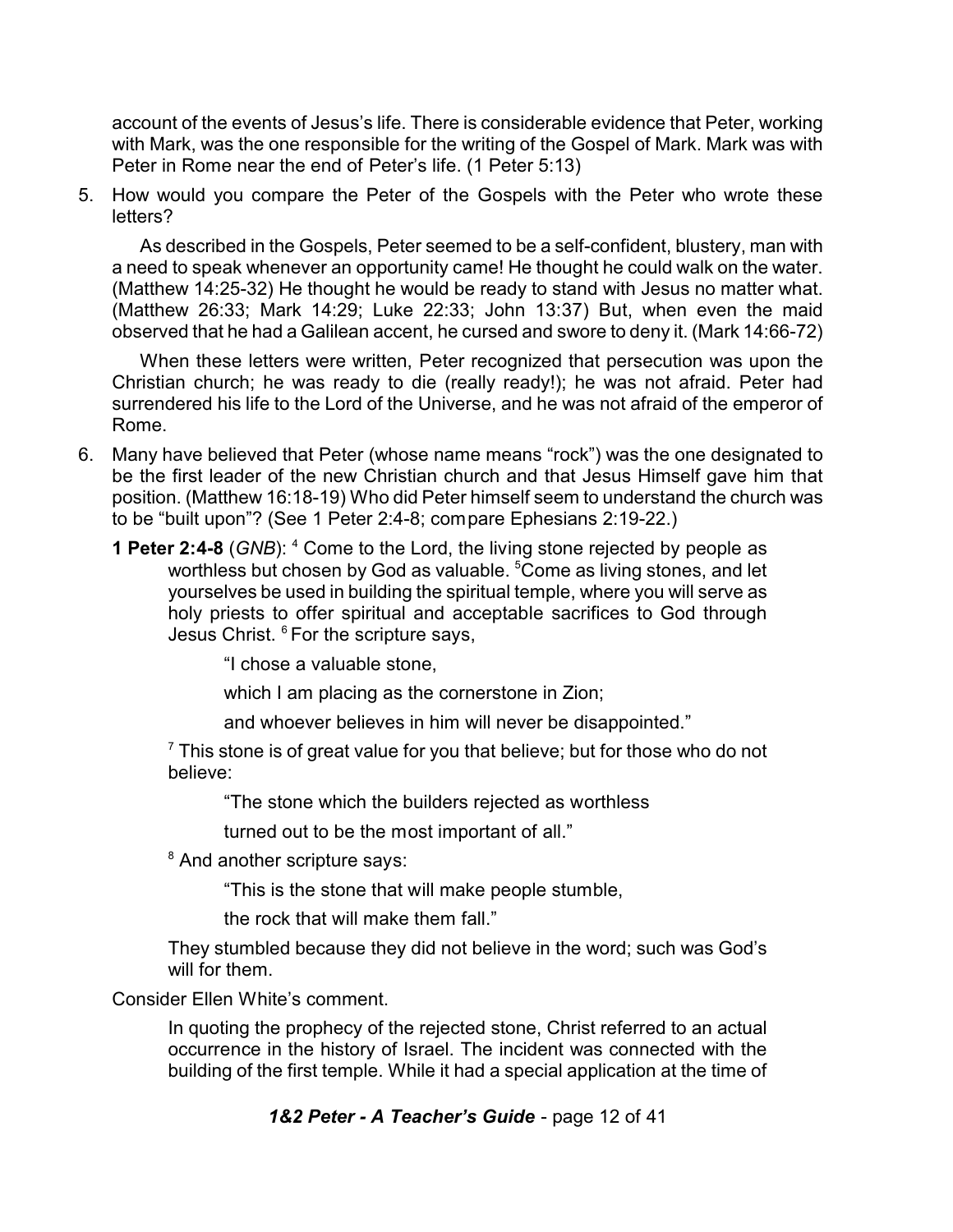account of the events of Jesus's life. There is considerable evidence that Peter, working with Mark, was the one responsible for the writing of the Gospel of Mark. Mark was with Peter in Rome near the end of Peter's life. (1 Peter 5:13)

5. How would you compare the Peter of the Gospels with the Peter who wrote these letters?

   As described in the Gospels, Peter seemed to be a self-confident, blustery, man with a need to speak whenever an opportunity came! He thought he could walk on the water. (Matthew 14:25-32) He thought he would be ready to stand with Jesus no matter what. (Matthew 26:33; Mark 14:29; Luke 22:33; John 13:37) But, when even the maid observed that he had a Galilean accent, he cursed and swore to deny it. (Mark 14:66-72)

   When these letters were written, Peter recognized that persecution was upon the Christian church; he was ready to die (really ready!); he was not afraid. Peter had surrendered his life to the Lord of the Universe, and he was not afraid of the emperor of Rome.

6. Many have believed that Peter (whose name means "rock") was the one designated to be the first leader of the new Christian church and that Jesus Himself gave him that position. (Matthew 16:18-19) Who did Peter himself seem to understand the church was to be "built upon"? (See 1 Peter 2:4-8; compare Ephesians 2:19-22.)

   **1 Peter 2:4-8** (*GNB*): [4] Come to the Lord, the living stone rejected by people as worthless but chosen by God as valuable. [5]Come as living stones, and let yourselves be used in building the spiritual temple, where you will serve as holy priests to offer spiritual and acceptable sacrifices to God through Jesus Christ. [6] For the scripture says,

   > "I chose a valuable stone,
   >
   > which I am placing as the cornerstone in Zion;
   >
   > and whoever believes in him will never be disappointed."

   [7] This stone is of great value for you that believe; but for those who do not believe:

   > "The stone which the builders rejected as worthless
   >
   > turned out to be the most important of all."

   [8] And another scripture says:

   > "This is the stone that will make people stumble,
   >
   > the rock that will make them fall."

   They stumbled because they did not believe in the word; such was God's will for them.

   Consider Ellen White's comment.

   > In quoting the prophecy of the rejected stone, Christ referred to an actual occurrence in the history of Israel. The incident was connected with the building of the first temple. While it had a special application at the time of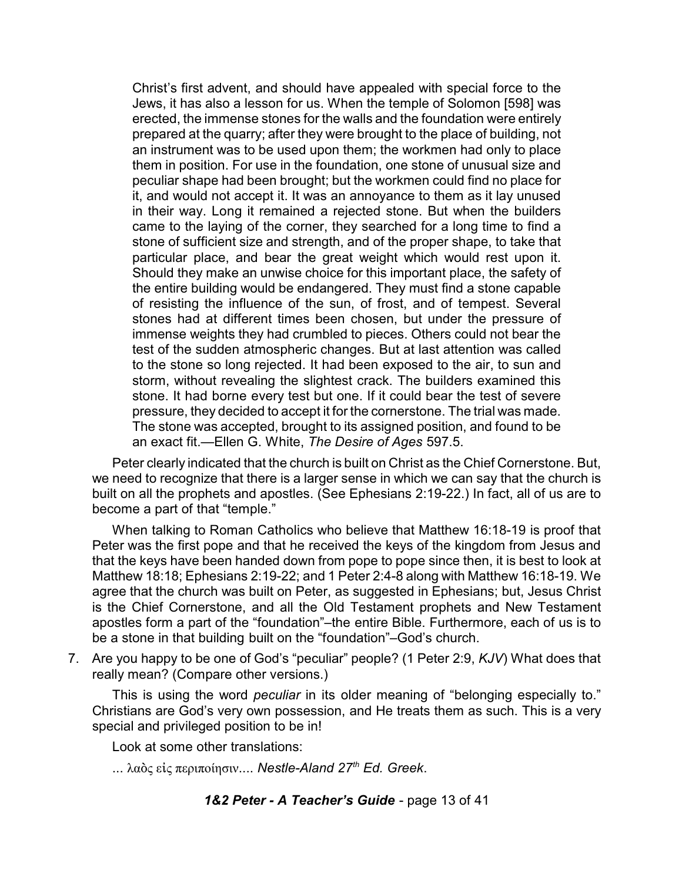Christ's first advent, and should have appealed with special force to the Jews, it has also a lesson for us. When the temple of Solomon [598] was erected, the immense stones for the walls and the foundation were entirely prepared at the quarry; after they were brought to the place of building, not an instrument was to be used upon them; the workmen had only to place them in position. For use in the foundation, one stone of unusual size and peculiar shape had been brought; but the workmen could find no place for it, and would not accept it. It was an annoyance to them as it lay unused in their way. Long it remained a rejected stone. But when the builders came to the laying of the corner, they searched for a long time to find a stone of sufficient size and strength, and of the proper shape, to take that particular place, and bear the great weight which would rest upon it. Should they make an unwise choice for this important place, the safety of the entire building would be endangered. They must find a stone capable of resisting the influence of the sun, of frost, and of tempest. Several stones had at different times been chosen, but under the pressure of immense weights they had crumbled to pieces. Others could not bear the test of the sudden atmospheric changes. But at last attention was called to the stone so long rejected. It had been exposed to the air, to sun and storm, without revealing the slightest crack. The builders examined this stone. It had borne every test but one. If it could bear the test of severe pressure, they decided to accept it for the cornerstone. The trial was made. The stone was accepted, brought to its assigned position, and found to be an exact fit.—Ellen G. White, *The Desire of Ages* 597.5.

Peter clearly indicated that the church is built on Christ as the Chief Cornerstone. But, we need to recognize that there is a larger sense in which we can say that the church is built on all the prophets and apostles. (See Ephesians 2:19-22.) In fact, all of us are to become a part of that "temple."

When talking to Roman Catholics who believe that Matthew 16:18-19 is proof that Peter was the first pope and that he received the keys of the kingdom from Jesus and that the keys have been handed down from pope to pope since then, it is best to look at Matthew 18:18; Ephesians 2:19-22; and 1 Peter 2:4-8 along with Matthew 16:18-19. We agree that the church was built on Peter, as suggested in Ephesians; but, Jesus Christ is the Chief Cornerstone, and all the Old Testament prophets and New Testament apostles form a part of the "foundation"–the entire Bible. Furthermore, each of us is to be a stone in that building built on the "foundation"–God's church.

7. Are you happy to be one of God's "peculiar" people? (1 Peter 2:9, *KJV*) What does that really mean? (Compare other versions.)

   This is using the word *peculiar* in its older meaning of "belonging especially to." Christians are God's very own possession, and He treats them as such. This is a very special and privileged position to be in!

   Look at some other translations:

   ... λαὸς εἰς περιποίησιν.... *Nestle-Aland 27th Ed. Greek*.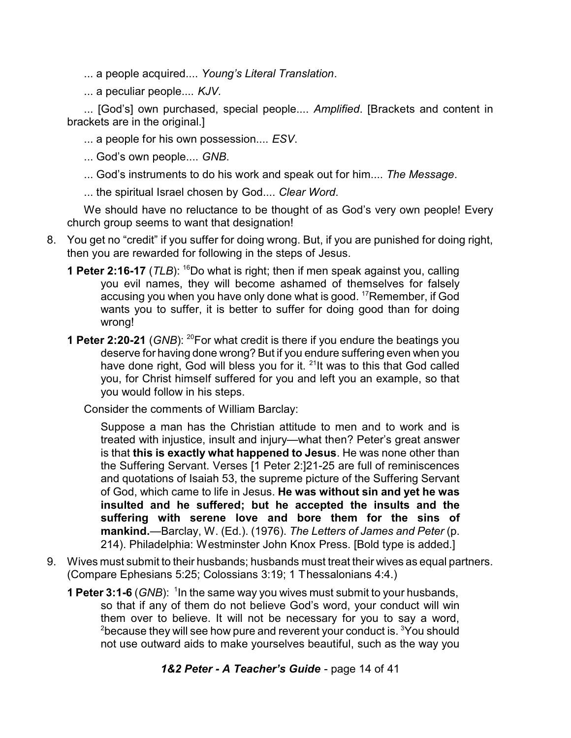... a people acquired.... *Young's Literal Translation*.

... a peculiar people.... *KJV*.

... [God's] own purchased, special people.... *Amplified*. [Brackets and content in brackets are in the original.]

... a people for his own possession.... *ESV*.

... God's own people.... *GNB*.

... God's instruments to do his work and speak out for him.... *The Message*.

... the spiritual Israel chosen by God.... *Clear Word*.

We should have no reluctance to be thought of as God's very own people! Every church group seems to want that designation!

8. You get no "credit" if you suffer for doing wrong. But, if you are punished for doing right, then you are rewarded for following in the steps of Jesus.

   **1 Peter 2:16-17** (*TLB*): [16]Do what is right; then if men speak against you, calling you evil names, they will become ashamed of themselves for falsely accusing you when you have only done what is good. [17]Remember, if God wants you to suffer, it is better to suffer for doing good than for doing wrong!

   **1 Peter 2:20-21** (*GNB*): [20]For what credit is there if you endure the beatings you deserve for having done wrong? But if you endure suffering even when you have done right, God will bless you for it. [21]It was to this that God called you, for Christ himself suffered for you and left you an example, so that you would follow in his steps.

   Consider the comments of William Barclay:

   > Suppose a man has the Christian attitude to men and to work and is treated with injustice, insult and injury—what then? Peter's great answer is that **this is exactly what happened to Jesus**. He was none other than the Suffering Servant. Verses [1 Peter 2:]21-25 are full of reminiscences and quotations of Isaiah 53, the supreme picture of the Suffering Servant of God, which came to life in Jesus. **He was without sin and yet he was insulted and he suffered; but he accepted the insults and the suffering with serene love and bore them for the sins of mankind.**—Barclay, W. (Ed.). (1976). *The Letters of James and Peter* (p. 214). Philadelphia: Westminster John Knox Press. [Bold type is added.]

9. Wives must submit to their husbands; husbands must treat their wives as equal partners. (Compare Ephesians 5:25; Colossians 3:19; 1 Thessalonians 4:4.)

   **1 Peter 3:1-6** (*GNB*): [1]In the same way you wives must submit to your husbands, so that if any of them do not believe God's word, your conduct will win them over to believe. It will not be necessary for you to say a word, [2]because they will see how pure and reverent your conduct is. [3]You should not use outward aids to make yourselves beautiful, such as the way you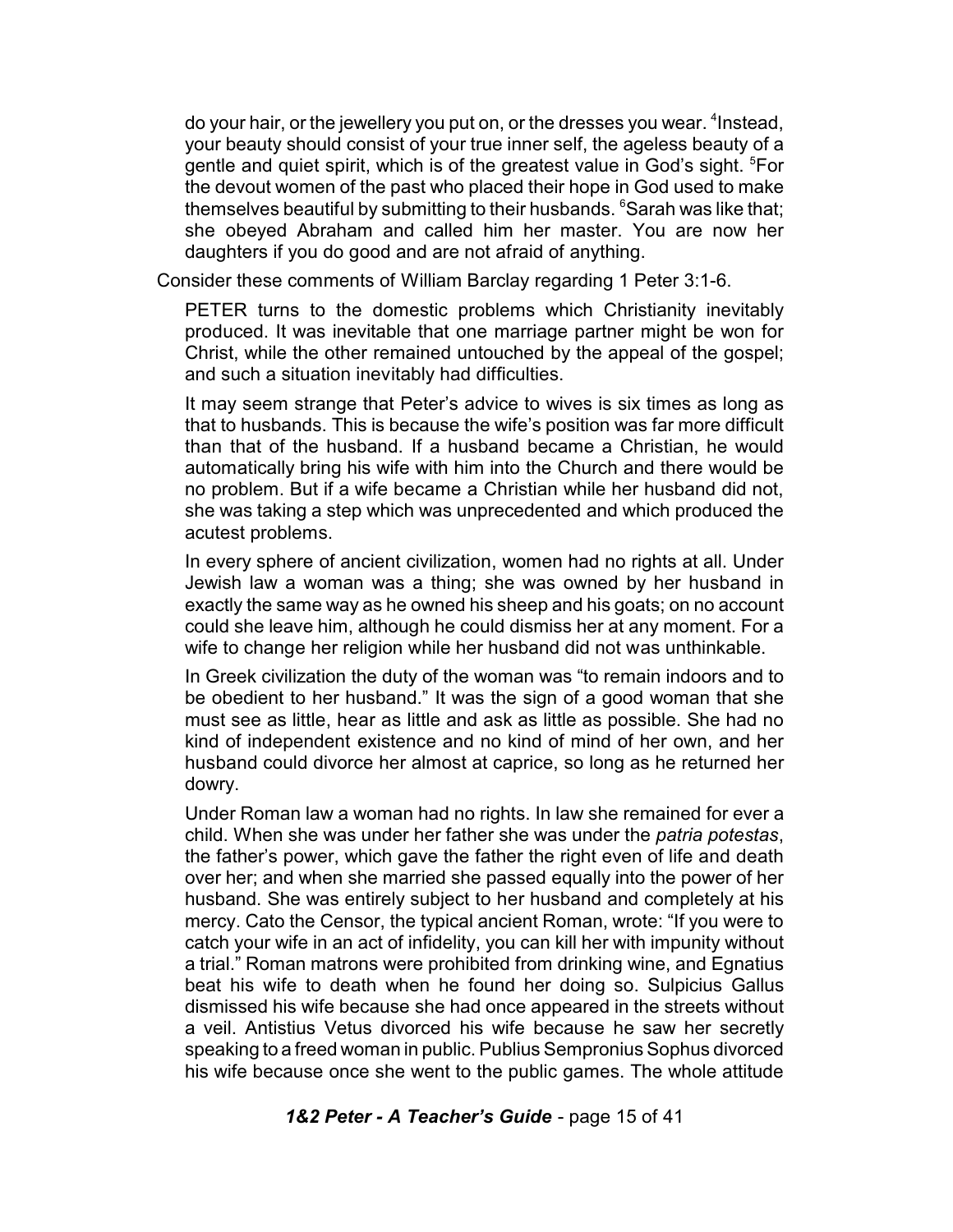do your hair, or the jewellery you put on, or the dresses you wear. [4]Instead, your beauty should consist of your true inner self, the ageless beauty of a gentle and quiet spirit, which is of the greatest value in God's sight. [5]For the devout women of the past who placed their hope in God used to make themselves beautiful by submitting to their husbands. [6]Sarah was like that; she obeyed Abraham and called him her master. You are now her daughters if you do good and are not afraid of anything.

Consider these comments of William Barclay regarding 1 Peter 3:1-6.

PETER turns to the domestic problems which Christianity inevitably produced. It was inevitable that one marriage partner might be won for Christ, while the other remained untouched by the appeal of the gospel; and such a situation inevitably had difficulties.

It may seem strange that Peter's advice to wives is six times as long as that to husbands. This is because the wife's position was far more difficult than that of the husband. If a husband became a Christian, he would automatically bring his wife with him into the Church and there would be no problem. But if a wife became a Christian while her husband did not, she was taking a step which was unprecedented and which produced the acutest problems.

In every sphere of ancient civilization, women had no rights at all. Under Jewish law a woman was a thing; she was owned by her husband in exactly the same way as he owned his sheep and his goats; on no account could she leave him, although he could dismiss her at any moment. For a wife to change her religion while her husband did not was unthinkable.

In Greek civilization the duty of the woman was "to remain indoors and to be obedient to her husband." It was the sign of a good woman that she must see as little, hear as little and ask as little as possible. She had no kind of independent existence and no kind of mind of her own, and her husband could divorce her almost at caprice, so long as he returned her dowry.

Under Roman law a woman had no rights. In law she remained for ever a child. When she was under her father she was under the *patria potestas*, the father's power, which gave the father the right even of life and death over her; and when she married she passed equally into the power of her husband. She was entirely subject to her husband and completely at his mercy. Cato the Censor, the typical ancient Roman, wrote: "If you were to catch your wife in an act of infidelity, you can kill her with impunity without a trial." Roman matrons were prohibited from drinking wine, and Egnatius beat his wife to death when he found her doing so. Sulpicius Gallus dismissed his wife because she had once appeared in the streets without a veil. Antistius Vetus divorced his wife because he saw her secretly speaking to a freed woman in public. Publius Sempronius Sophus divorced his wife because once she went to the public games. The whole attitude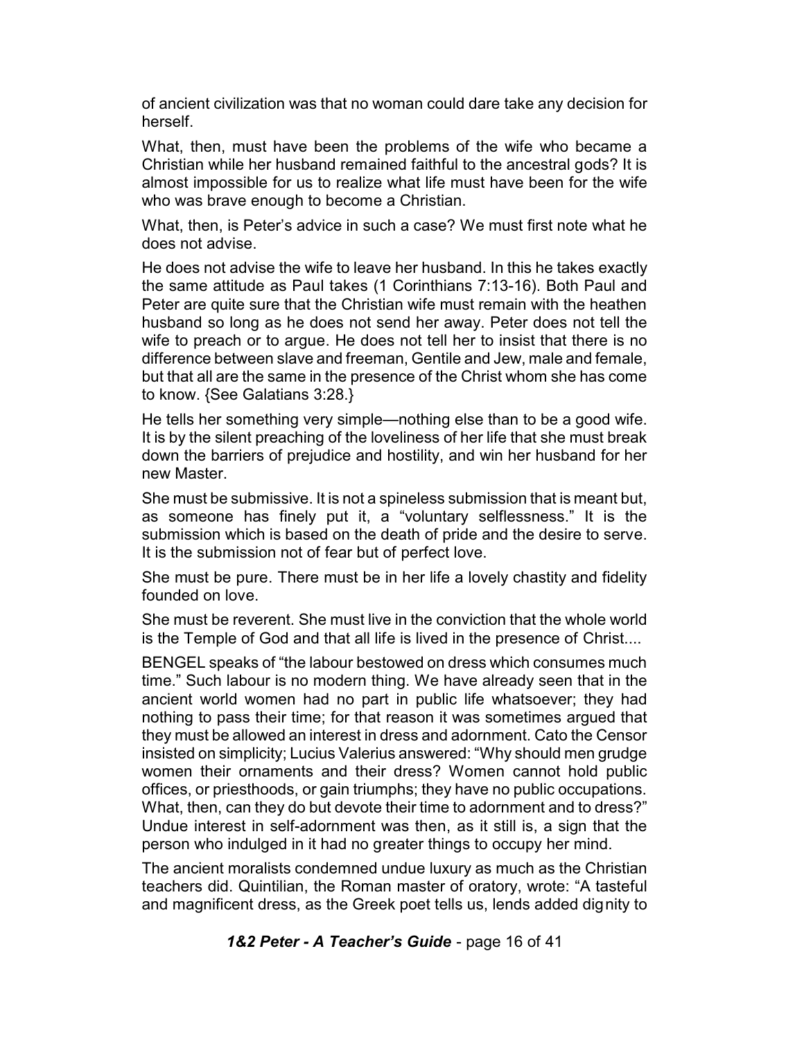of ancient civilization was that no woman could dare take any decision for herself.

What, then, must have been the problems of the wife who became a Christian while her husband remained faithful to the ancestral gods? It is almost impossible for us to realize what life must have been for the wife who was brave enough to become a Christian.

What, then, is Peter's advice in such a case? We must first note what he does not advise.

He does not advise the wife to leave her husband. In this he takes exactly the same attitude as Paul takes (1 Corinthians 7:13-16). Both Paul and Peter are quite sure that the Christian wife must remain with the heathen husband so long as he does not send her away. Peter does not tell the wife to preach or to argue. He does not tell her to insist that there is no difference between slave and freeman, Gentile and Jew, male and female, but that all are the same in the presence of the Christ whom she has come to know. {See Galatians 3:28.}

He tells her something very simple—nothing else than to be a good wife. It is by the silent preaching of the loveliness of her life that she must break down the barriers of prejudice and hostility, and win her husband for her new Master.

She must be submissive. It is not a spineless submission that is meant but, as someone has finely put it, a "voluntary selflessness." It is the submission which is based on the death of pride and the desire to serve. It is the submission not of fear but of perfect love.

She must be pure. There must be in her life a lovely chastity and fidelity founded on love.

She must be reverent. She must live in the conviction that the whole world is the Temple of God and that all life is lived in the presence of Christ....

BENGEL speaks of "the labour bestowed on dress which consumes much time." Such labour is no modern thing. We have already seen that in the ancient world women had no part in public life whatsoever; they had nothing to pass their time; for that reason it was sometimes argued that they must be allowed an interest in dress and adornment. Cato the Censor insisted on simplicity; Lucius Valerius answered: "Why should men grudge women their ornaments and their dress? Women cannot hold public offices, or priesthoods, or gain triumphs; they have no public occupations. What, then, can they do but devote their time to adornment and to dress?" Undue interest in self-adornment was then, as it still is, a sign that the person who indulged in it had no greater things to occupy her mind.

The ancient moralists condemned undue luxury as much as the Christian teachers did. Quintilian, the Roman master of oratory, wrote: "A tasteful and magnificent dress, as the Greek poet tells us, lends added dignity to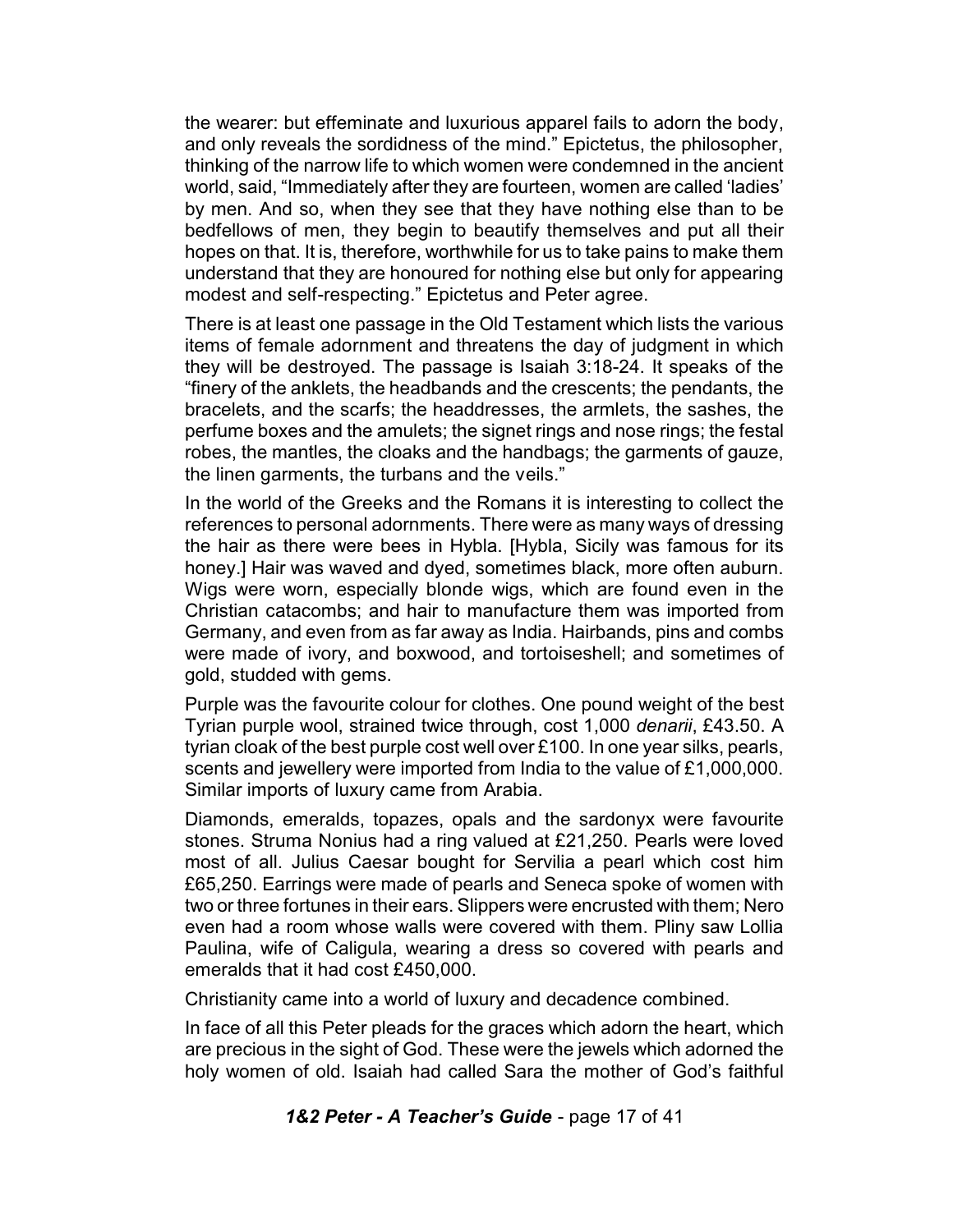the wearer: but effeminate and luxurious apparel fails to adorn the body, and only reveals the sordidness of the mind." Epictetus, the philosopher, thinking of the narrow life to which women were condemned in the ancient world, said, "Immediately after they are fourteen, women are called 'ladies' by men. And so, when they see that they have nothing else than to be bedfellows of men, they begin to beautify themselves and put all their hopes on that. It is, therefore, worthwhile for us to take pains to make them understand that they are honoured for nothing else but only for appearing modest and self-respecting." Epictetus and Peter agree.

There is at least one passage in the Old Testament which lists the various items of female adornment and threatens the day of judgment in which they will be destroyed. The passage is Isaiah 3:18-24. It speaks of the "finery of the anklets, the headbands and the crescents; the pendants, the bracelets, and the scarfs; the headdresses, the armlets, the sashes, the perfume boxes and the amulets; the signet rings and nose rings; the festal robes, the mantles, the cloaks and the handbags; the garments of gauze, the linen garments, the turbans and the veils."

In the world of the Greeks and the Romans it is interesting to collect the references to personal adornments. There were as many ways of dressing the hair as there were bees in Hybla. [Hybla, Sicily was famous for its honey.] Hair was waved and dyed, sometimes black, more often auburn. Wigs were worn, especially blonde wigs, which are found even in the Christian catacombs; and hair to manufacture them was imported from Germany, and even from as far away as India. Hairbands, pins and combs were made of ivory, and boxwood, and tortoiseshell; and sometimes of gold, studded with gems.

Purple was the favourite colour for clothes. One pound weight of the best Tyrian purple wool, strained twice through, cost 1,000 *denarii*, £43.50. A tyrian cloak of the best purple cost well over £100. In one year silks, pearls, scents and jewellery were imported from India to the value of £1,000,000. Similar imports of luxury came from Arabia.

Diamonds, emeralds, topazes, opals and the sardonyx were favourite stones. Struma Nonius had a ring valued at £21,250. Pearls were loved most of all. Julius Caesar bought for Servilia a pearl which cost him £65,250. Earrings were made of pearls and Seneca spoke of women with two or three fortunes in their ears. Slippers were encrusted with them; Nero even had a room whose walls were covered with them. Pliny saw Lollia Paulina, wife of Caligula, wearing a dress so covered with pearls and emeralds that it had cost £450,000.

Christianity came into a world of luxury and decadence combined.

In face of all this Peter pleads for the graces which adorn the heart, which are precious in the sight of God. These were the jewels which adorned the holy women of old. Isaiah had called Sara the mother of God's faithful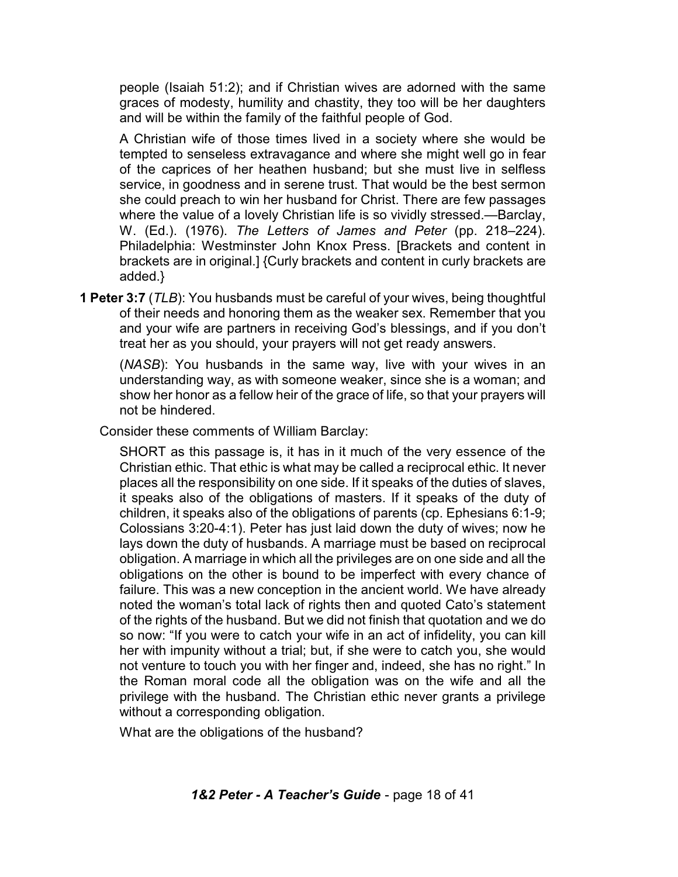people (Isaiah 51:2); and if Christian wives are adorned with the same graces of modesty, humility and chastity, they too will be her daughters and will be within the family of the faithful people of God.

A Christian wife of those times lived in a society where she would be tempted to senseless extravagance and where she might well go in fear of the caprices of her heathen husband; but she must live in selfless service, in goodness and in serene trust. That would be the best sermon she could preach to win her husband for Christ. There are few passages where the value of a lovely Christian life is so vividly stressed.—Barclay, W. (Ed.). (1976). *The Letters of James and Peter* (pp. 218–224). Philadelphia: Westminster John Knox Press. [Brackets and content in brackets are in original.] {Curly brackets and content in curly brackets are added.}

**1 Peter 3:7** (*TLB*): You husbands must be careful of your wives, being thoughtful of their needs and honoring them as the weaker sex. Remember that you and your wife are partners in receiving God's blessings, and if you don't treat her as you should, your prayers will not get ready answers.

(*NASB*): You husbands in the same way, live with your wives in an understanding way, as with someone weaker, since she is a woman; and show her honor as a fellow heir of the grace of life, so that your prayers will not be hindered.

Consider these comments of William Barclay:

SHORT as this passage is, it has in it much of the very essence of the Christian ethic. That ethic is what may be called a reciprocal ethic. It never places all the responsibility on one side. If it speaks of the duties of slaves, it speaks also of the obligations of masters. If it speaks of the duty of children, it speaks also of the obligations of parents (cp. Ephesians 6:1-9; Colossians 3:20-4:1). Peter has just laid down the duty of wives; now he lays down the duty of husbands. A marriage must be based on reciprocal obligation. A marriage in which all the privileges are on one side and all the obligations on the other is bound to be imperfect with every chance of failure. This was a new conception in the ancient world. We have already noted the woman's total lack of rights then and quoted Cato's statement of the rights of the husband. But we did not finish that quotation and we do so now: "If you were to catch your wife in an act of infidelity, you can kill her with impunity without a trial; but, if she were to catch you, she would not venture to touch you with her finger and, indeed, she has no right." In the Roman moral code all the obligation was on the wife and all the privilege with the husband. The Christian ethic never grants a privilege without a corresponding obligation.

What are the obligations of the husband?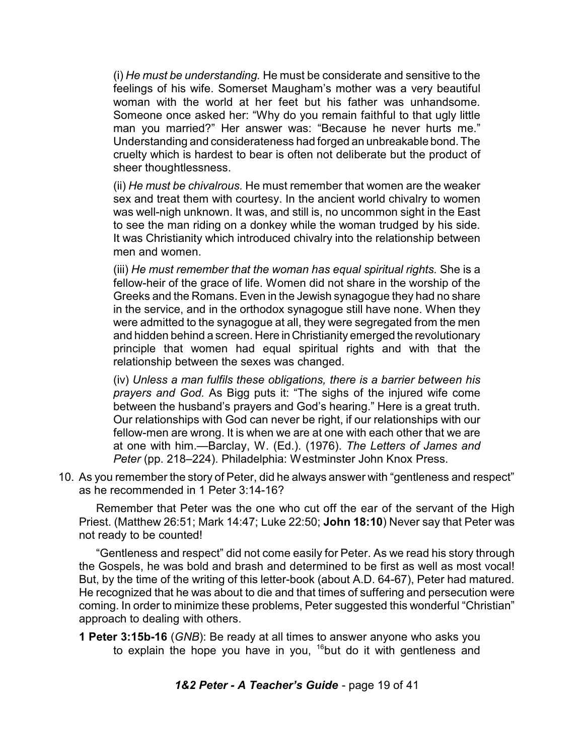(i) *He must be understanding.* He must be considerate and sensitive to the feelings of his wife. Somerset Maugham's mother was a very beautiful woman with the world at her feet but his father was unhandsome. Someone once asked her: "Why do you remain faithful to that ugly little man you married?" Her answer was: "Because he never hurts me." Understanding and considerateness had forged an unbreakable bond. The cruelty which is hardest to bear is often not deliberate but the product of sheer thoughtlessness.

(ii) *He must be chivalrous.* He must remember that women are the weaker sex and treat them with courtesy. In the ancient world chivalry to women was well-nigh unknown. It was, and still is, no uncommon sight in the East to see the man riding on a donkey while the woman trudged by his side. It was Christianity which introduced chivalry into the relationship between men and women.

(iii) *He must remember that the woman has equal spiritual rights.* She is a fellow-heir of the grace of life. Women did not share in the worship of the Greeks and the Romans. Even in the Jewish synagogue they had no share in the service, and in the orthodox synagogue still have none. When they were admitted to the synagogue at all, they were segregated from the men and hidden behind a screen. Here in Christianity emerged the revolutionary principle that women had equal spiritual rights and with that the relationship between the sexes was changed.

(iv) *Unless a man fulfils these obligations, there is a barrier between his prayers and God.* As Bigg puts it: "The sighs of the injured wife come between the husband's prayers and God's hearing." Here is a great truth. Our relationships with God can never be right, if our relationships with our fellow-men are wrong. It is when we are at one with each other that we are at one with him.—Barclay, W. (Ed.). (1976). *The Letters of James and Peter* (pp. 218–224). Philadelphia: Westminster John Knox Press.

10. As you remember the story of Peter, did he always answer with "gentleness and respect" as he recommended in 1 Peter 3:14-16?

Remember that Peter was the one who cut off the ear of the servant of the High Priest. (Matthew 26:51; Mark 14:47; Luke 22:50; **John 18:10**) Never say that Peter was not ready to be counted!

"Gentleness and respect" did not come easily for Peter. As we read his story through the Gospels, he was bold and brash and determined to be first as well as most vocal! But, by the time of the writing of this letter-book (about A.D. 64-67), Peter had matured. He recognized that he was about to die and that times of suffering and persecution were coming. In order to minimize these problems, Peter suggested this wonderful "Christian" approach to dealing with others.

**1 Peter 3:15b-16** (*GNB*): Be ready at all times to answer anyone who asks you to explain the hope you have in you, [16]but do it with gentleness and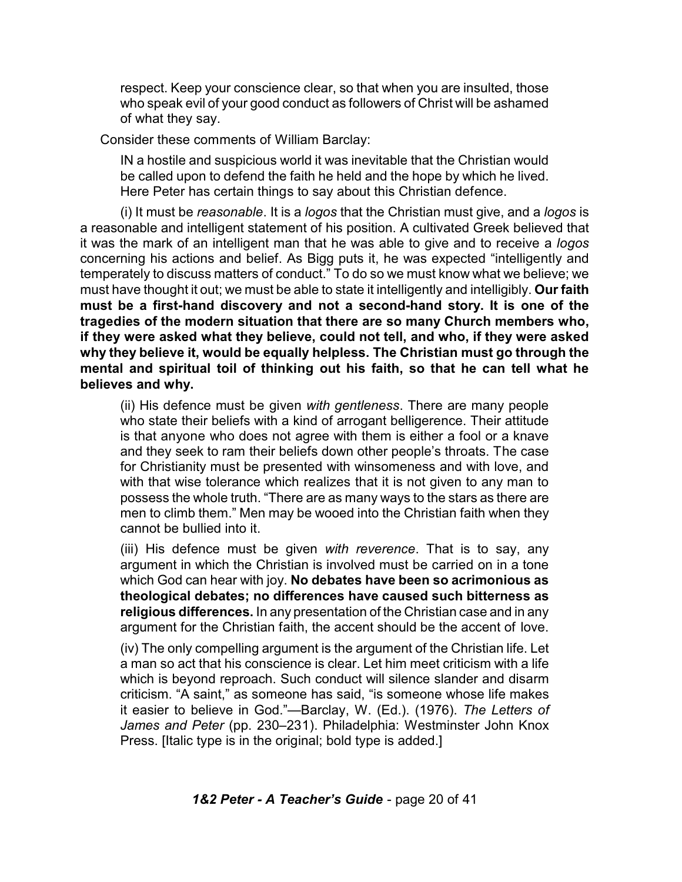> respect. Keep your conscience clear, so that when you are insulted, those who speak evil of your good conduct as followers of Christ will be ashamed of what they say.

Consider these comments of William Barclay:

> IN a hostile and suspicious world it was inevitable that the Christian would be called upon to defend the faith he held and the hope by which he lived. Here Peter has certain things to say about this Christian defence.

(i) It must be *reasonable*. It is a *logos* that the Christian must give, and a *logos* is a reasonable and intelligent statement of his position. A cultivated Greek believed that it was the mark of an intelligent man that he was able to give and to receive a *logos* concerning his actions and belief. As Bigg puts it, he was expected "intelligently and temperately to discuss matters of conduct." To do so we must know what we believe; we must have thought it out; we must be able to state it intelligently and intelligibly. **Our faith must be a first-hand discovery and not a second-hand story. It is one of the tragedies of the modern situation that there are so many Church members who, if they were asked what they believe, could not tell, and who, if they were asked why they believe it, would be equally helpless. The Christian must go through the mental and spiritual toil of thinking out his faith, so that he can tell what he believes and why.**

> (ii) His defence must be given *with gentleness*. There are many people who state their beliefs with a kind of arrogant belligerence. Their attitude is that anyone who does not agree with them is either a fool or a knave and they seek to ram their beliefs down other people's throats. The case for Christianity must be presented with winsomeness and with love, and with that wise tolerance which realizes that it is not given to any man to possess the whole truth. "There are as many ways to the stars as there are men to climb them." Men may be wooed into the Christian faith when they cannot be bullied into it.
>
> (iii) His defence must be given *with reverence*. That is to say, any argument in which the Christian is involved must be carried on in a tone which God can hear with joy. **No debates have been so acrimonious as theological debates; no differences have caused such bitterness as religious differences.** In any presentation of the Christian case and in any argument for the Christian faith, the accent should be the accent of love.
>
> (iv) The only compelling argument is the argument of the Christian life. Let a man so act that his conscience is clear. Let him meet criticism with a life which is beyond reproach. Such conduct will silence slander and disarm criticism. "A saint," as someone has said, "is someone whose life makes it easier to believe in God."—Barclay, W. (Ed.). (1976). *The Letters of James and Peter* (pp. 230–231). Philadelphia: Westminster John Knox Press. [Italic type is in the original; bold type is added.]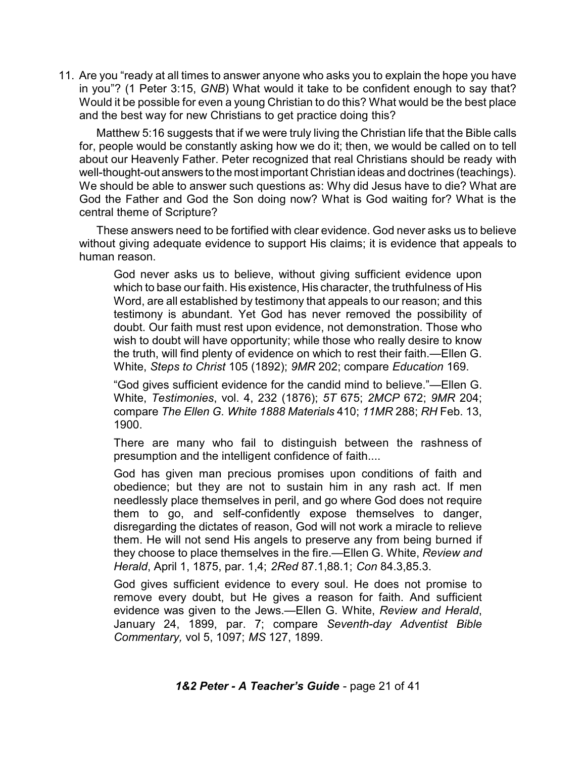11. Are you "ready at all times to answer anyone who asks you to explain the hope you have in you"? (1 Peter 3:15, *GNB*) What would it take to be confident enough to say that? Would it be possible for even a young Christian to do this? What would be the best place and the best way for new Christians to get practice doing this?

Matthew 5:16 suggests that if we were truly living the Christian life that the Bible calls for, people would be constantly asking how we do it; then, we would be called on to tell about our Heavenly Father. Peter recognized that real Christians should be ready with well-thought-out answers to the most important Christian ideas and doctrines (teachings). We should be able to answer such questions as: Why did Jesus have to die? What are God the Father and God the Son doing now? What is God waiting for? What is the central theme of Scripture?

These answers need to be fortified with clear evidence. God never asks us to believe without giving adequate evidence to support His claims; it is evidence that appeals to human reason.

> God never asks us to believe, without giving sufficient evidence upon which to base our faith. His existence, His character, the truthfulness of His Word, are all established by testimony that appeals to our reason; and this testimony is abundant. Yet God has never removed the possibility of doubt. Our faith must rest upon evidence, not demonstration. Those who wish to doubt will have opportunity; while those who really desire to know the truth, will find plenty of evidence on which to rest their faith.—Ellen G. White, *Steps to Christ* 105 (1892); *9MR* 202; compare *Education* 169.
>
> "God gives sufficient evidence for the candid mind to believe."—Ellen G. White, *Testimonies*, vol. 4, 232 (1876); *5T* 675; *2MCP* 672; *9MR* 204; compare *The Ellen G. White 1888 Materials* 410; *11MR* 288; *RH* Feb. 13, 1900.
>
> There are many who fail to distinguish between the rashness of presumption and the intelligent confidence of faith....
>
> God has given man precious promises upon conditions of faith and obedience; but they are not to sustain him in any rash act. If men needlessly place themselves in peril, and go where God does not require them to go, and self-confidently expose themselves to danger, disregarding the dictates of reason, God will not work a miracle to relieve them. He will not send His angels to preserve any from being burned if they choose to place themselves in the fire.—Ellen G. White, *Review and Herald*, April 1, 1875, par. 1,4; *2Red* 87.1,88.1; *Con* 84.3,85.3.
>
> God gives sufficient evidence to every soul. He does not promise to remove every doubt, but He gives a reason for faith. And sufficient evidence was given to the Jews.—Ellen G. White, *Review and Herald*, January 24, 1899, par. 7; compare *Seventh-day Adventist Bible Commentary,* vol 5, 1097; *MS* 127, 1899.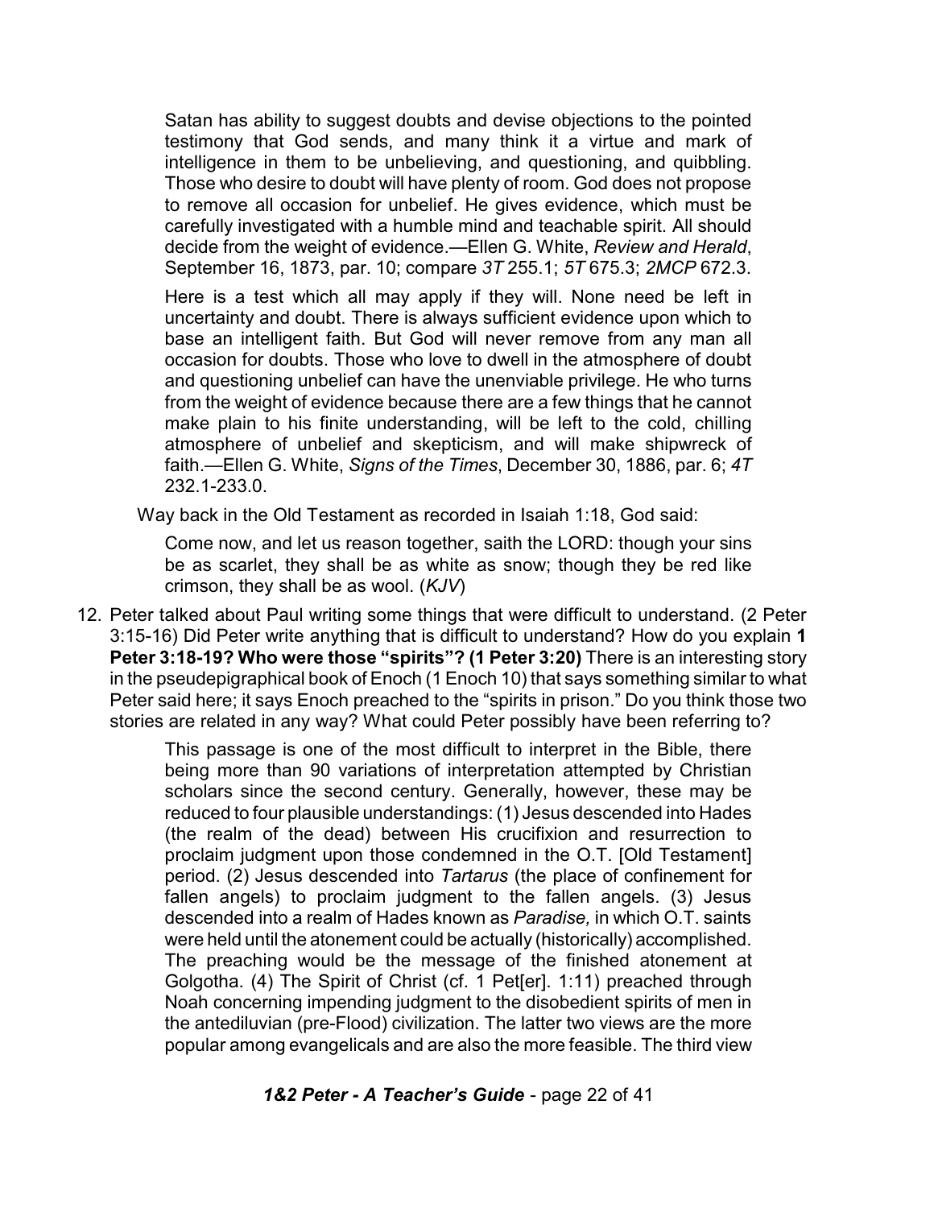> Satan has ability to suggest doubts and devise objections to the pointed testimony that God sends, and many think it a virtue and mark of intelligence in them to be unbelieving, and questioning, and quibbling. Those who desire to doubt will have plenty of room. God does not propose to remove all occasion for unbelief. He gives evidence, which must be carefully investigated with a humble mind and teachable spirit. All should decide from the weight of evidence.—Ellen G. White, *Review and Herald*, September 16, 1873, par. 10; compare *3T* 255.1; *5T* 675.3; *2MCP* 672.3.

> Here is a test which all may apply if they will. None need be left in uncertainty and doubt. There is always sufficient evidence upon which to base an intelligent faith. But God will never remove from any man all occasion for doubts. Those who love to dwell in the atmosphere of doubt and questioning unbelief can have the unenviable privilege. He who turns from the weight of evidence because there are a few things that he cannot make plain to his finite understanding, will be left to the cold, chilling atmosphere of unbelief and skepticism, and will make shipwreck of faith.—Ellen G. White, *Signs of the Times*, December 30, 1886, par. 6; *4T* 232.1-233.0.

Way back in the Old Testament as recorded in Isaiah 1:18, God said:

> Come now, and let us reason together, saith the LORD: though your sins be as scarlet, they shall be as white as snow; though they be red like crimson, they shall be as wool. (*KJV*)

12. Peter talked about Paul writing some things that were difficult to understand. (2 Peter 3:15-16) Did Peter write anything that is difficult to understand? How do you explain **1 Peter 3:18-19? Who were those "spirits"? (1 Peter 3:20)** There is an interesting story in the pseudepigraphical book of Enoch (1 Enoch 10) that says something similar to what Peter said here; it says Enoch preached to the "spirits in prison." Do you think those two stories are related in any way? What could Peter possibly have been referring to?

> This passage is one of the most difficult to interpret in the Bible, there being more than 90 variations of interpretation attempted by Christian scholars since the second century. Generally, however, these may be reduced to four plausible understandings: (1) Jesus descended into Hades (the realm of the dead) between His crucifixion and resurrection to proclaim judgment upon those condemned in the O.T. [Old Testament] period. (2) Jesus descended into *Tartarus* (the place of confinement for fallen angels) to proclaim judgment to the fallen angels. (3) Jesus descended into a realm of Hades known as *Paradise,* in which O.T. saints were held until the atonement could be actually (historically) accomplished. The preaching would be the message of the finished atonement at Golgotha. (4) The Spirit of Christ (cf. 1 Pet[er]. 1:11) preached through Noah concerning impending judgment to the disobedient spirits of men in the antediluvian (pre-Flood) civilization. The latter two views are the more popular among evangelicals and are also the more feasible. The third view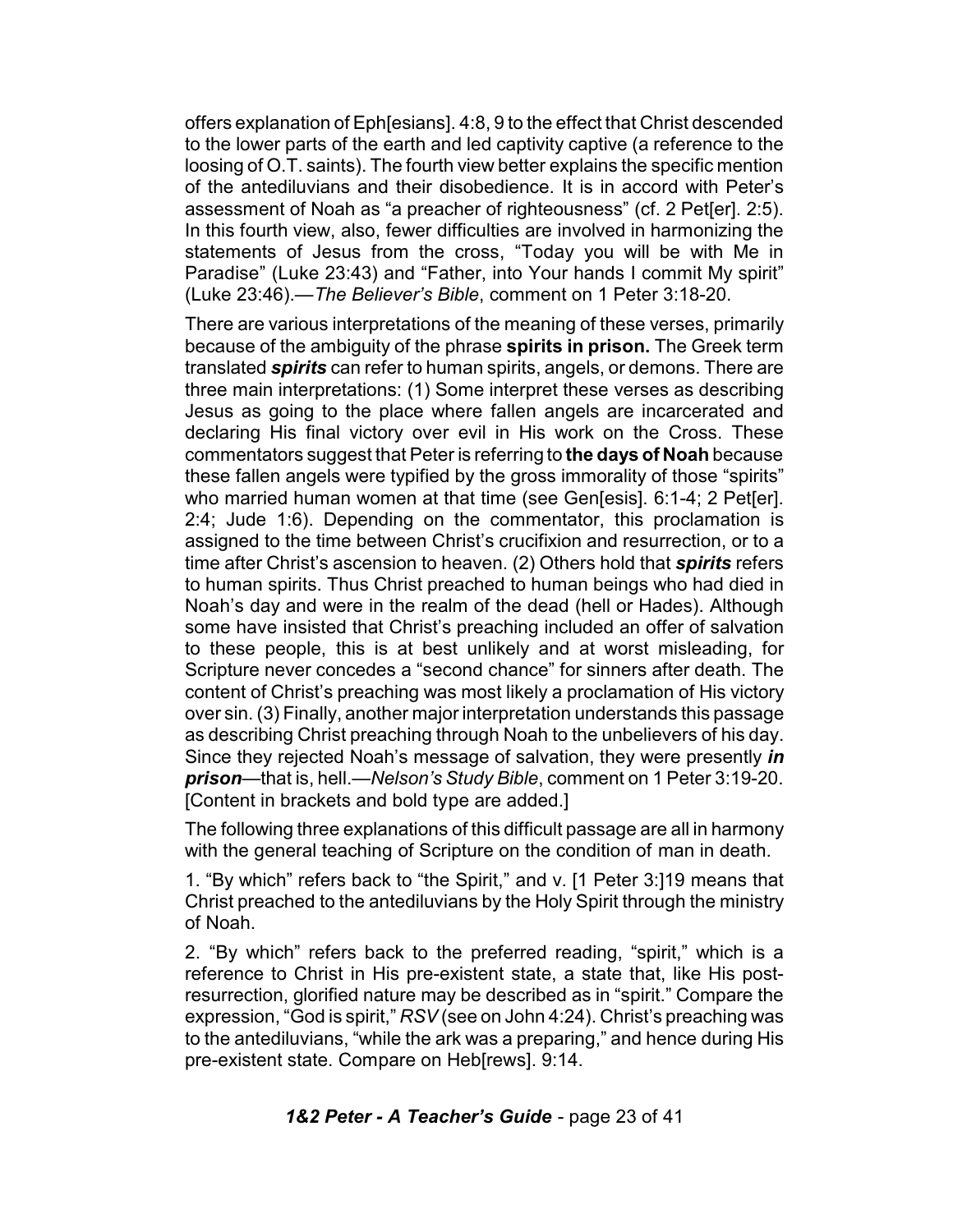offers explanation of Eph[esians]. 4:8, 9 to the effect that Christ descended to the lower parts of the earth and led captivity captive (a reference to the loosing of O.T. saints). The fourth view better explains the specific mention of the antediluvians and their disobedience. It is in accord with Peter's assessment of Noah as "a preacher of righteousness" (cf. 2 Pet[er]. 2:5). In this fourth view, also, fewer difficulties are involved in harmonizing the statements of Jesus from the cross, "Today you will be with Me in Paradise" (Luke 23:43) and "Father, into Your hands I commit My spirit" (Luke 23:46).—*The Believer's Bible*, comment on 1 Peter 3:18-20.

There are various interpretations of the meaning of these verses, primarily because of the ambiguity of the phrase **spirits in prison.** The Greek term translated ***spirits*** can refer to human spirits, angels, or demons. There are three main interpretations: (1) Some interpret these verses as describing Jesus as going to the place where fallen angels are incarcerated and declaring His final victory over evil in His work on the Cross. These commentators suggest that Peter is referring to **the days of Noah** because these fallen angels were typified by the gross immorality of those "spirits" who married human women at that time (see Gen[esis]. 6:1-4; 2 Pet[er]. 2:4; Jude 1:6). Depending on the commentator, this proclamation is assigned to the time between Christ's crucifixion and resurrection, or to a time after Christ's ascension to heaven. (2) Others hold that ***spirits*** refers to human spirits. Thus Christ preached to human beings who had died in Noah's day and were in the realm of the dead (hell or Hades). Although some have insisted that Christ's preaching included an offer of salvation to these people, this is at best unlikely and at worst misleading, for Scripture never concedes a "second chance" for sinners after death. The content of Christ's preaching was most likely a proclamation of His victory over sin. (3) Finally, another major interpretation understands this passage as describing Christ preaching through Noah to the unbelievers of his day. Since they rejected Noah's message of salvation, they were presently ***in prison***—that is, hell.—*Nelson's Study Bible*, comment on 1 Peter 3:19-20. [Content in brackets and bold type are added.]

The following three explanations of this difficult passage are all in harmony with the general teaching of Scripture on the condition of man in death.

1. "By which" refers back to "the Spirit," and v. [1 Peter 3:]19 means that Christ preached to the antediluvians by the Holy Spirit through the ministry of Noah.

2. "By which" refers back to the preferred reading, "spirit," which is a reference to Christ in His pre-existent state, a state that, like His post-resurrection, glorified nature may be described as in "spirit." Compare the expression, "God is spirit," *RSV* (see on John 4:24). Christ's preaching was to the antediluvians, "while the ark was a preparing," and hence during His pre-existent state. Compare on Heb[rews]. 9:14.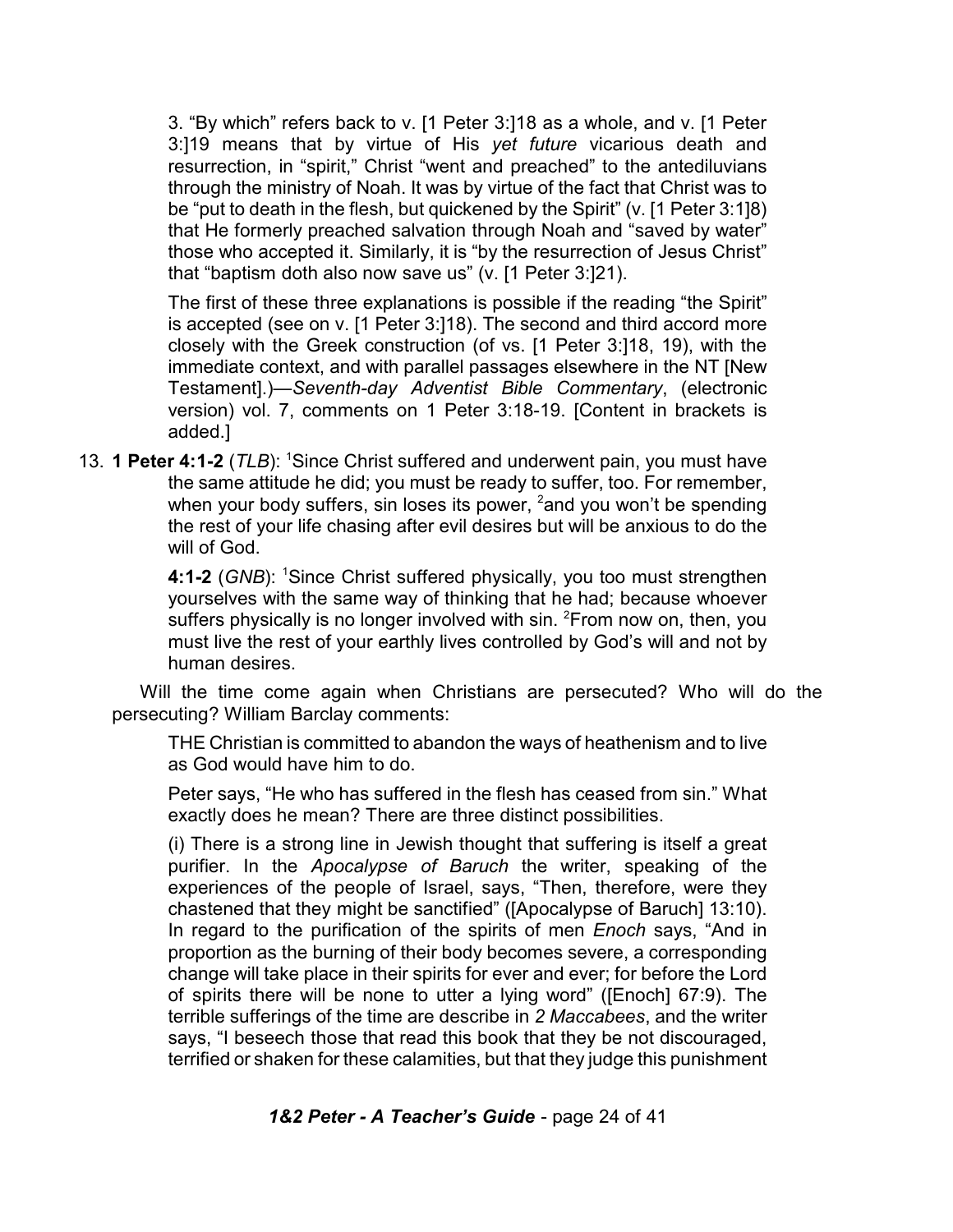3. "By which" refers back to v. [1 Peter 3:]18 as a whole, and v. [1 Peter 3:]19 means that by virtue of His *yet future* vicarious death and resurrection, in "spirit," Christ "went and preached" to the antediluvians through the ministry of Noah. It was by virtue of the fact that Christ was to be "put to death in the flesh, but quickened by the Spirit" (v. [1 Peter 3:1]8) that He formerly preached salvation through Noah and "saved by water" those who accepted it. Similarly, it is "by the resurrection of Jesus Christ" that "baptism doth also now save us" (v. [1 Peter 3:]21).

The first of these three explanations is possible if the reading "the Spirit" is accepted (see on v. [1 Peter 3:]18). The second and third accord more closely with the Greek construction (of vs. [1 Peter 3:]18, 19), with the immediate context, and with parallel passages elsewhere in the NT [New Testament].)—*Seventh-day Adventist Bible Commentary*, (electronic version) vol. 7, comments on 1 Peter 3:18-19. [Content in brackets is added.]

13. **1 Peter 4:1-2** (*TLB*): [1]Since Christ suffered and underwent pain, you must have the same attitude he did; you must be ready to suffer, too. For remember, when your body suffers, sin loses its power, [2]and you won't be spending the rest of your life chasing after evil desires but will be anxious to do the will of God.

    **4:1-2** (*GNB*): [1]Since Christ suffered physically, you too must strengthen yourselves with the same way of thinking that he had; because whoever suffers physically is no longer involved with sin. [2]From now on, then, you must live the rest of your earthly lives controlled by God's will and not by human desires.

Will the time come again when Christians are persecuted? Who will do the persecuting? William Barclay comments:

> THE Christian is committed to abandon the ways of heathenism and to live as God would have him to do.
>
> Peter says, "He who has suffered in the flesh has ceased from sin." What exactly does he mean? There are three distinct possibilities.
>
> (i) There is a strong line in Jewish thought that suffering is itself a great purifier. In the *Apocalypse of Baruch* the writer, speaking of the experiences of the people of Israel, says, "Then, therefore, were they chastened that they might be sanctified" ([Apocalypse of Baruch] 13:10). In regard to the purification of the spirits of men *Enoch* says, "And in proportion as the burning of their body becomes severe, a corresponding change will take place in their spirits for ever and ever; for before the Lord of spirits there will be none to utter a lying word" ([Enoch] 67:9). The terrible sufferings of the time are describe in *2 Maccabees*, and the writer says, "I beseech those that read this book that they be not discouraged, terrified or shaken for these calamities, but that they judge this punishment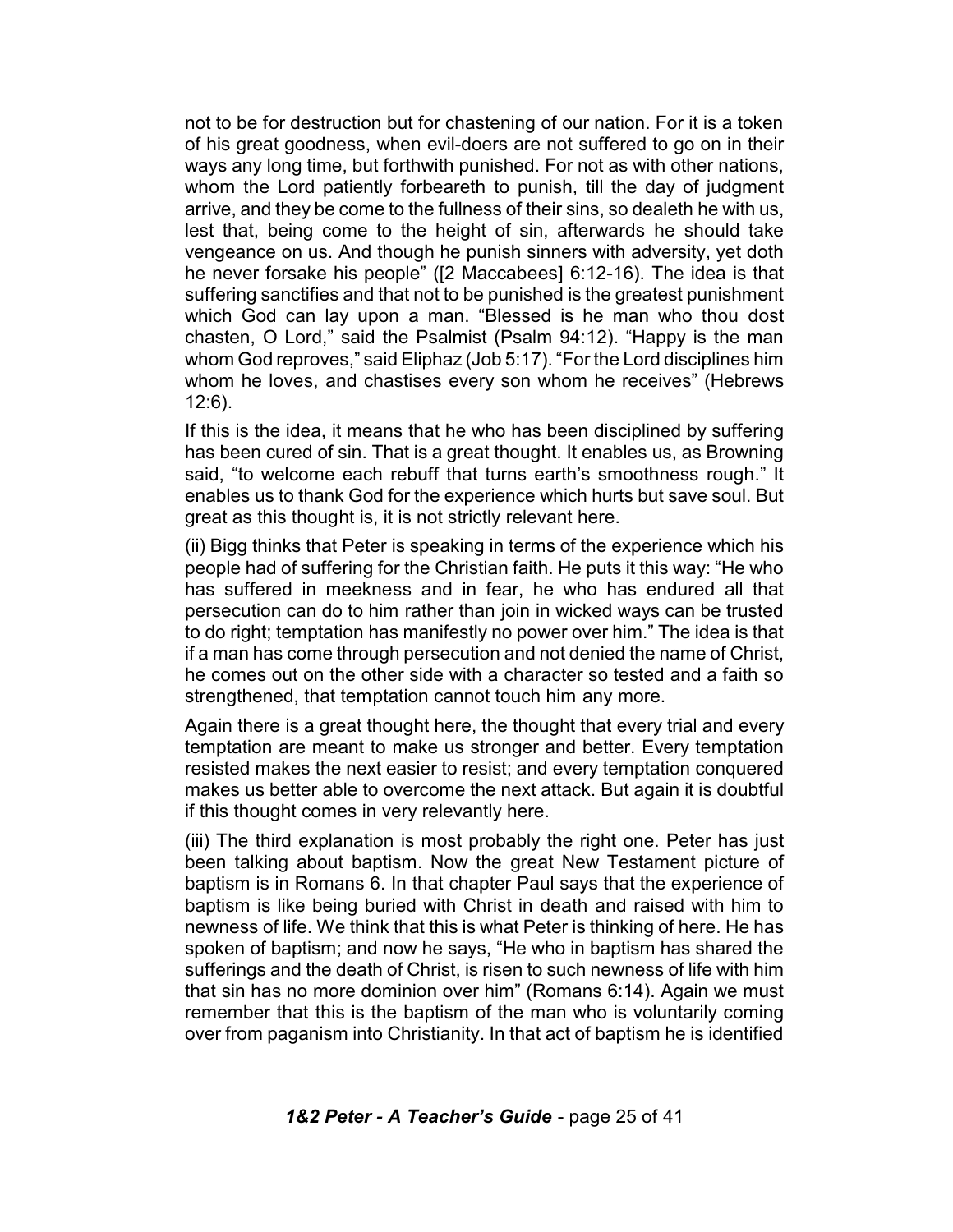not to be for destruction but for chastening of our nation. For it is a token of his great goodness, when evil-doers are not suffered to go on in their ways any long time, but forthwith punished. For not as with other nations, whom the Lord patiently forbeareth to punish, till the day of judgment arrive, and they be come to the fullness of their sins, so dealeth he with us, lest that, being come to the height of sin, afterwards he should take vengeance on us. And though he punish sinners with adversity, yet doth he never forsake his people" ([2 Maccabees] 6:12-16). The idea is that suffering sanctifies and that not to be punished is the greatest punishment which God can lay upon a man. "Blessed is he man who thou dost chasten, O Lord," said the Psalmist (Psalm 94:12). "Happy is the man whom God reproves," said Eliphaz (Job 5:17). "For the Lord disciplines him whom he loves, and chastises every son whom he receives" (Hebrews 12:6).

If this is the idea, it means that he who has been disciplined by suffering has been cured of sin. That is a great thought. It enables us, as Browning said, "to welcome each rebuff that turns earth's smoothness rough." It enables us to thank God for the experience which hurts but save soul. But great as this thought is, it is not strictly relevant here.

(ii) Bigg thinks that Peter is speaking in terms of the experience which his people had of suffering for the Christian faith. He puts it this way: "He who has suffered in meekness and in fear, he who has endured all that persecution can do to him rather than join in wicked ways can be trusted to do right; temptation has manifestly no power over him." The idea is that if a man has come through persecution and not denied the name of Christ, he comes out on the other side with a character so tested and a faith so strengthened, that temptation cannot touch him any more.

Again there is a great thought here, the thought that every trial and every temptation are meant to make us stronger and better. Every temptation resisted makes the next easier to resist; and every temptation conquered makes us better able to overcome the next attack. But again it is doubtful if this thought comes in very relevantly here.

(iii) The third explanation is most probably the right one. Peter has just been talking about baptism. Now the great New Testament picture of baptism is in Romans 6. In that chapter Paul says that the experience of baptism is like being buried with Christ in death and raised with him to newness of life. We think that this is what Peter is thinking of here. He has spoken of baptism; and now he says, "He who in baptism has shared the sufferings and the death of Christ, is risen to such newness of life with him that sin has no more dominion over him" (Romans 6:14). Again we must remember that this is the baptism of the man who is voluntarily coming over from paganism into Christianity. In that act of baptism he is identified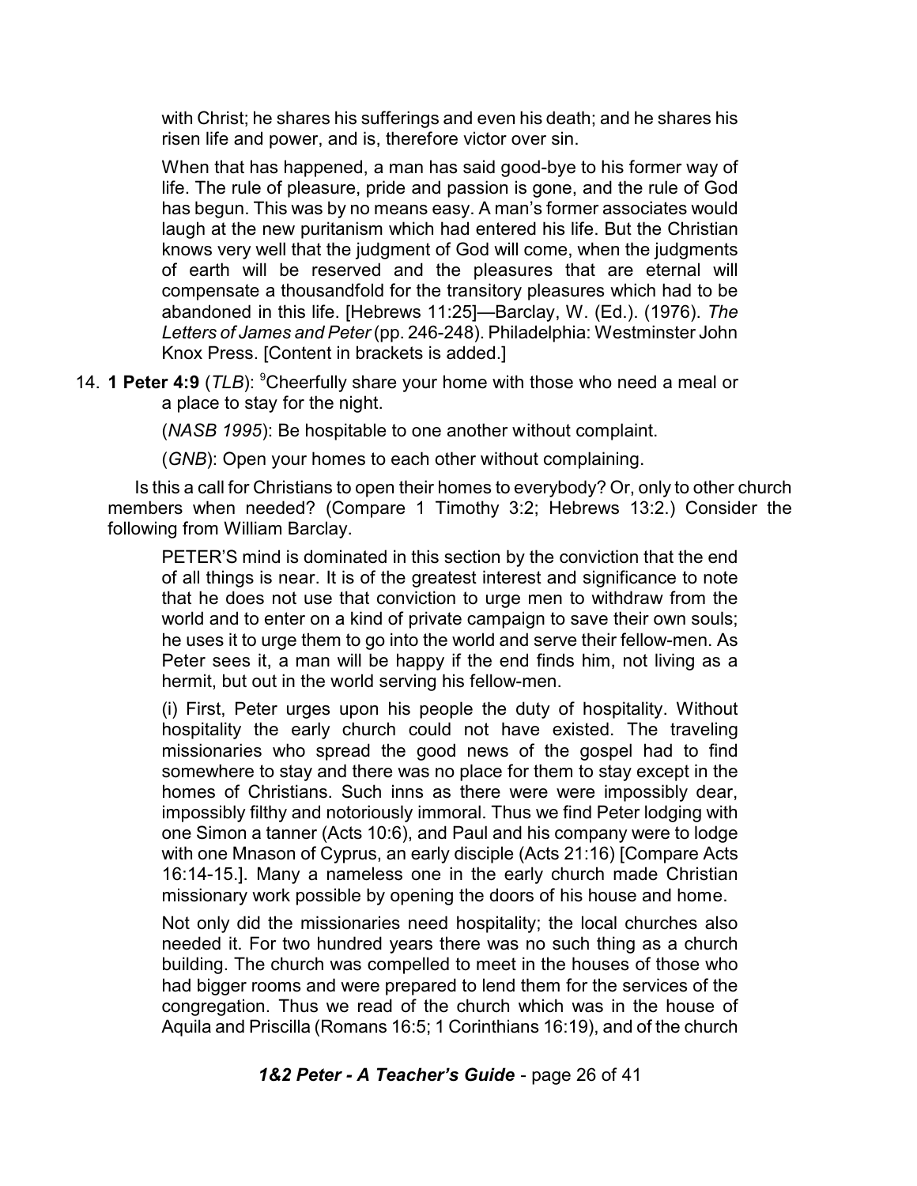with Christ; he shares his sufferings and even his death; and he shares his risen life and power, and is, therefore victor over sin.

When that has happened, a man has said good-bye to his former way of life. The rule of pleasure, pride and passion is gone, and the rule of God has begun. This was by no means easy. A man's former associates would laugh at the new puritanism which had entered his life. But the Christian knows very well that the judgment of God will come, when the judgments of earth will be reserved and the pleasures that are eternal will compensate a thousandfold for the transitory pleasures which had to be abandoned in this life. [Hebrews 11:25]—Barclay, W. (Ed.). (1976). *The Letters of James and Peter* (pp. 246-248). Philadelphia: Westminster John Knox Press. [Content in brackets is added.]

14. **1 Peter 4:9** (*TLB*): [9]Cheerfully share your home with those who need a meal or a place to stay for the night.

    (*NASB 1995*): Be hospitable to one another without complaint.

    (*GNB*): Open your homes to each other without complaining.

Is this a call for Christians to open their homes to everybody? Or, only to other church members when needed? (Compare 1 Timothy 3:2; Hebrews 13:2.) Consider the following from William Barclay.

PETER'S mind is dominated in this section by the conviction that the end of all things is near. It is of the greatest interest and significance to note that he does not use that conviction to urge men to withdraw from the world and to enter on a kind of private campaign to save their own souls; he uses it to urge them to go into the world and serve their fellow-men. As Peter sees it, a man will be happy if the end finds him, not living as a hermit, but out in the world serving his fellow-men.

(i) First, Peter urges upon his people the duty of hospitality. Without hospitality the early church could not have existed. The traveling missionaries who spread the good news of the gospel had to find somewhere to stay and there was no place for them to stay except in the homes of Christians. Such inns as there were were impossibly dear, impossibly filthy and notoriously immoral. Thus we find Peter lodging with one Simon a tanner (Acts 10:6), and Paul and his company were to lodge with one Mnason of Cyprus, an early disciple (Acts 21:16) [Compare Acts 16:14-15.]. Many a nameless one in the early church made Christian missionary work possible by opening the doors of his house and home.

Not only did the missionaries need hospitality; the local churches also needed it. For two hundred years there was no such thing as a church building. The church was compelled to meet in the houses of those who had bigger rooms and were prepared to lend them for the services of the congregation. Thus we read of the church which was in the house of Aquila and Priscilla (Romans 16:5; 1 Corinthians 16:19), and of the church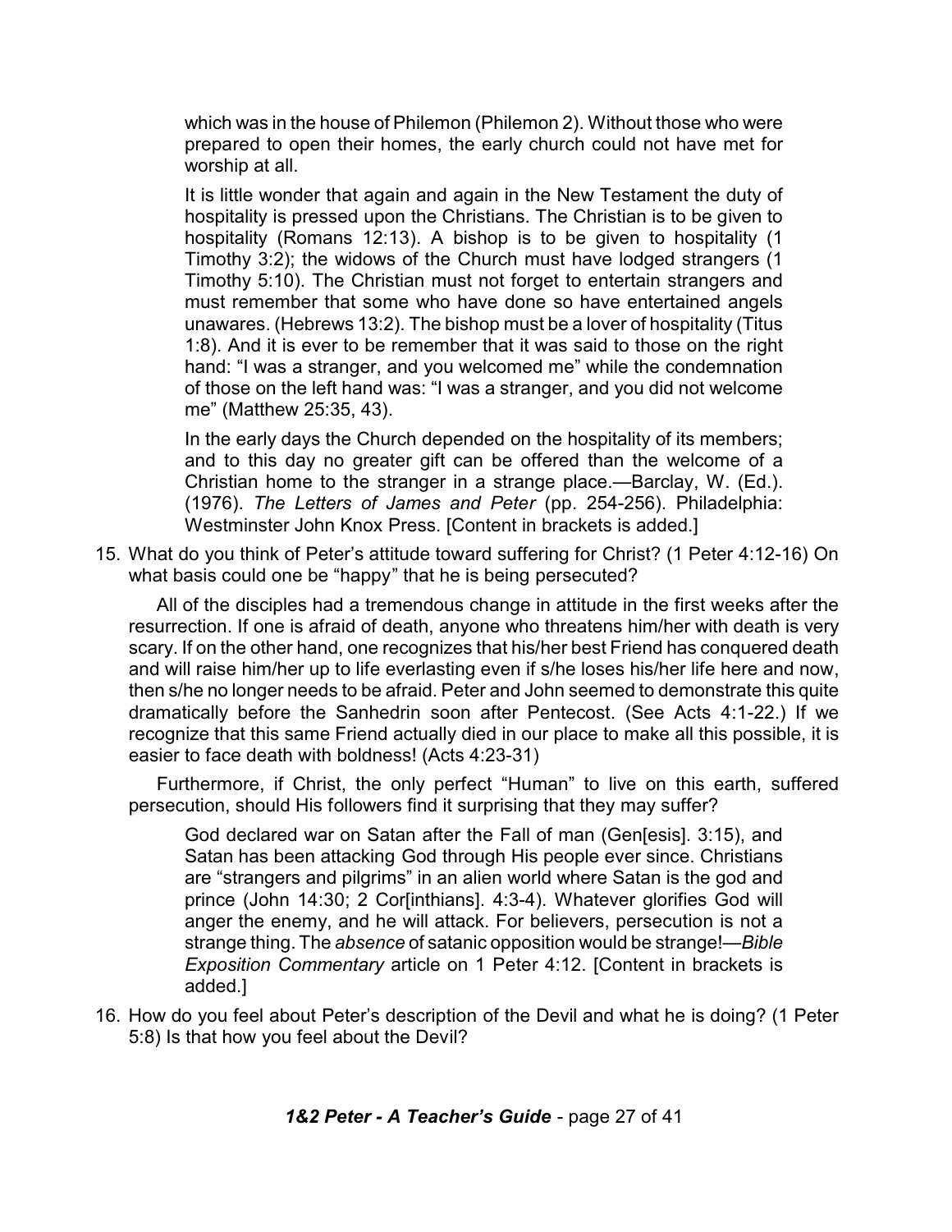> which was in the house of Philemon (Philemon 2). Without those who were prepared to open their homes, the early church could not have met for worship at all.
>
> It is little wonder that again and again in the New Testament the duty of hospitality is pressed upon the Christians. The Christian is to be given to hospitality (Romans 12:13). A bishop is to be given to hospitality (1 Timothy 3:2); the widows of the Church must have lodged strangers (1 Timothy 5:10). The Christian must not forget to entertain strangers and must remember that some who have done so have entertained angels unawares. (Hebrews 13:2). The bishop must be a lover of hospitality (Titus 1:8). And it is ever to be remember that it was said to those on the right hand: "I was a stranger, and you welcomed me" while the condemnation of those on the left hand was: "I was a stranger, and you did not welcome me" (Matthew 25:35, 43).
>
> In the early days the Church depended on the hospitality of its members; and to this day no greater gift can be offered than the welcome of a Christian home to the stranger in a strange place.—Barclay, W. (Ed.). (1976). *The Letters of James and Peter* (pp. 254-256). Philadelphia: Westminster John Knox Press. [Content in brackets is added.]

15. What do you think of Peter's attitude toward suffering for Christ? (1 Peter 4:12-16) On what basis could one be "happy" that he is being persecuted?

All of the disciples had a tremendous change in attitude in the first weeks after the resurrection. If one is afraid of death, anyone who threatens him/her with death is very scary. If on the other hand, one recognizes that his/her best Friend has conquered death and will raise him/her up to life everlasting even if s/he loses his/her life here and now, then s/he no longer needs to be afraid. Peter and John seemed to demonstrate this quite dramatically before the Sanhedrin soon after Pentecost. (See Acts 4:1-22.) If we recognize that this same Friend actually died in our place to make all this possible, it is easier to face death with boldness! (Acts 4:23-31)

Furthermore, if Christ, the only perfect "Human" to live on this earth, suffered persecution, should His followers find it surprising that they may suffer?

> God declared war on Satan after the Fall of man (Gen[esis]. 3:15), and Satan has been attacking God through His people ever since. Christians are "strangers and pilgrims" in an alien world where Satan is the god and prince (John 14:30; 2 Cor[inthians]. 4:3-4). Whatever glorifies God will anger the enemy, and he will attack. For believers, persecution is not a strange thing. The *absence* of satanic opposition would be strange!—*Bible Exposition Commentary* article on 1 Peter 4:12. [Content in brackets is added.]

16. How do you feel about Peter's description of the Devil and what he is doing? (1 Peter 5:8) Is that how you feel about the Devil?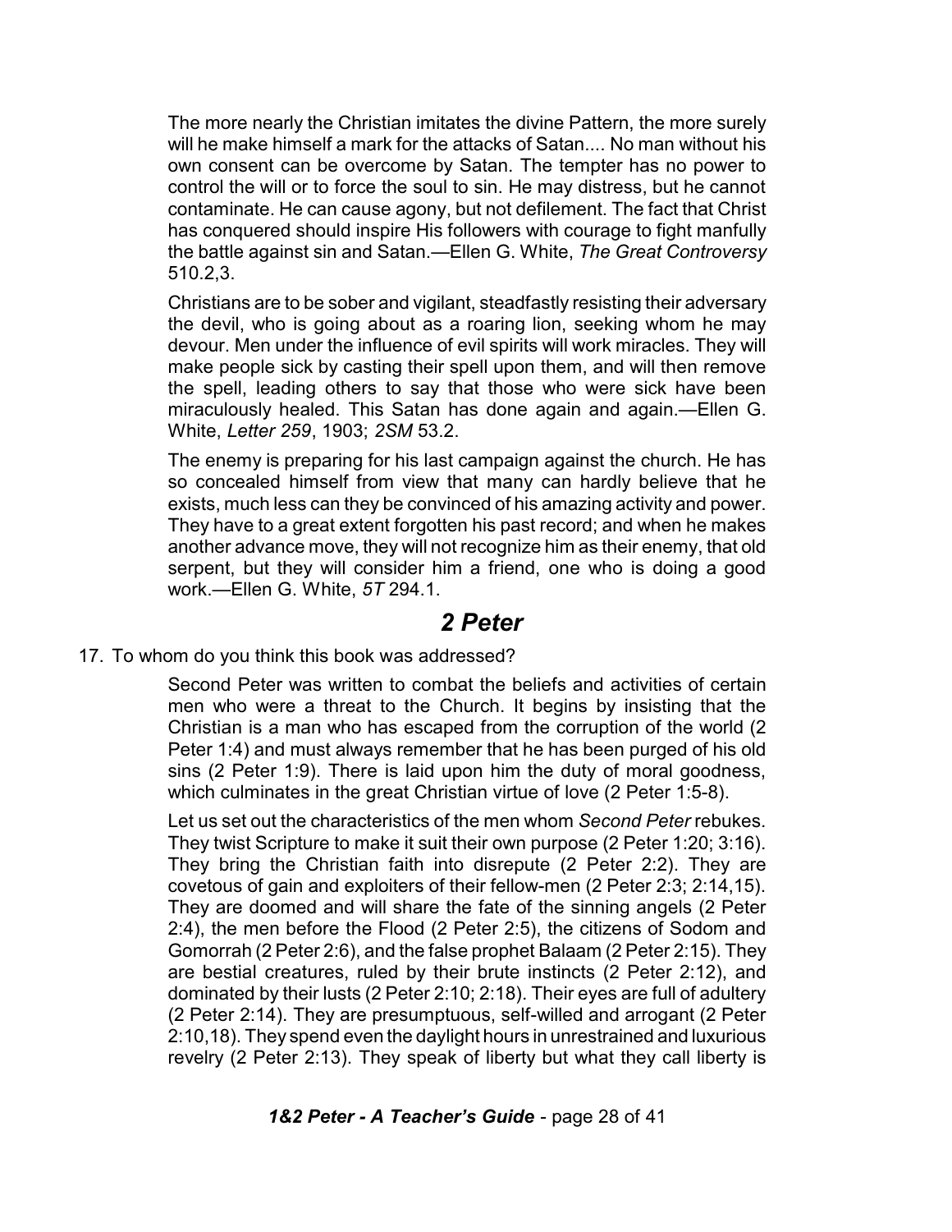The more nearly the Christian imitates the divine Pattern, the more surely will he make himself a mark for the attacks of Satan.... No man without his own consent can be overcome by Satan. The tempter has no power to control the will or to force the soul to sin. He may distress, but he cannot contaminate. He can cause agony, but not defilement. The fact that Christ has conquered should inspire His followers with courage to fight manfully the battle against sin and Satan.—Ellen G. White, *The Great Controversy* 510.2,3.

Christians are to be sober and vigilant, steadfastly resisting their adversary the devil, who is going about as a roaring lion, seeking whom he may devour. Men under the influence of evil spirits will work miracles. They will make people sick by casting their spell upon them, and will then remove the spell, leading others to say that those who were sick have been miraculously healed. This Satan has done again and again.—Ellen G. White, *Letter 259*, 1903; *2SM* 53.2.

The enemy is preparing for his last campaign against the church. He has so concealed himself from view that many can hardly believe that he exists, much less can they be convinced of his amazing activity and power. They have to a great extent forgotten his past record; and when he makes another advance move, they will not recognize him as their enemy, that old serpent, but they will consider him a friend, one who is doing a good work.—Ellen G. White, *5T* 294.1.

## *2 Peter*

17. To whom do you think this book was addressed?

Second Peter was written to combat the beliefs and activities of certain men who were a threat to the Church. It begins by insisting that the Christian is a man who has escaped from the corruption of the world (2 Peter 1:4) and must always remember that he has been purged of his old sins (2 Peter 1:9). There is laid upon him the duty of moral goodness, which culminates in the great Christian virtue of love (2 Peter 1:5-8).

Let us set out the characteristics of the men whom *Second Peter* rebukes. They twist Scripture to make it suit their own purpose (2 Peter 1:20; 3:16). They bring the Christian faith into disrepute (2 Peter 2:2). They are covetous of gain and exploiters of their fellow-men (2 Peter 2:3; 2:14,15). They are doomed and will share the fate of the sinning angels (2 Peter 2:4), the men before the Flood (2 Peter 2:5), the citizens of Sodom and Gomorrah (2 Peter 2:6), and the false prophet Balaam (2 Peter 2:15). They are bestial creatures, ruled by their brute instincts (2 Peter 2:12), and dominated by their lusts (2 Peter 2:10; 2:18). Their eyes are full of adultery (2 Peter 2:14). They are presumptuous, self-willed and arrogant (2 Peter 2:10,18). They spend even the daylight hours in unrestrained and luxurious revelry (2 Peter 2:13). They speak of liberty but what they call liberty is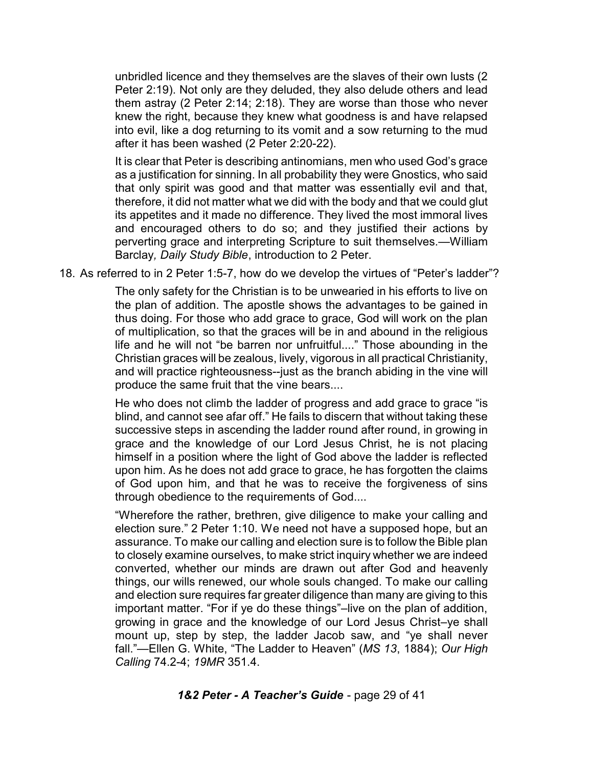unbridled licence and they themselves are the slaves of their own lusts (2 Peter 2:19). Not only are they deluded, they also delude others and lead them astray (2 Peter 2:14; 2:18). They are worse than those who never knew the right, because they knew what goodness is and have relapsed into evil, like a dog returning to its vomit and a sow returning to the mud after it has been washed (2 Peter 2:20-22).

It is clear that Peter is describing antinomians, men who used God's grace as a justification for sinning. In all probability they were Gnostics, who said that only spirit was good and that matter was essentially evil and that, therefore, it did not matter what we did with the body and that we could glut its appetites and it made no difference. They lived the most immoral lives and encouraged others to do so; and they justified their actions by perverting grace and interpreting Scripture to suit themselves.—William Barclay*, Daily Study Bible*, introduction to 2 Peter.

18. As referred to in 2 Peter 1:5-7, how do we develop the virtues of "Peter's ladder"?

The only safety for the Christian is to be unwearied in his efforts to live on the plan of addition. The apostle shows the advantages to be gained in thus doing. For those who add grace to grace, God will work on the plan of multiplication, so that the graces will be in and abound in the religious life and he will not "be barren nor unfruitful...." Those abounding in the Christian graces will be zealous, lively, vigorous in all practical Christianity, and will practice righteousness--just as the branch abiding in the vine will produce the same fruit that the vine bears....

He who does not climb the ladder of progress and add grace to grace "is blind, and cannot see afar off." He fails to discern that without taking these successive steps in ascending the ladder round after round, in growing in grace and the knowledge of our Lord Jesus Christ, he is not placing himself in a position where the light of God above the ladder is reflected upon him. As he does not add grace to grace, he has forgotten the claims of God upon him, and that he was to receive the forgiveness of sins through obedience to the requirements of God....

"Wherefore the rather, brethren, give diligence to make your calling and election sure." 2 Peter 1:10. We need not have a supposed hope, but an assurance. To make our calling and election sure is to follow the Bible plan to closely examine ourselves, to make strict inquiry whether we are indeed converted, whether our minds are drawn out after God and heavenly things, our wills renewed, our whole souls changed. To make our calling and election sure requires far greater diligence than many are giving to this important matter. "For if ye do these things"–live on the plan of addition, growing in grace and the knowledge of our Lord Jesus Christ–ye shall mount up, step by step, the ladder Jacob saw, and "ye shall never fall."—Ellen G. White, "The Ladder to Heaven" (*MS 13*, 1884); *Our High Calling* 74.2-4; *19MR* 351.4.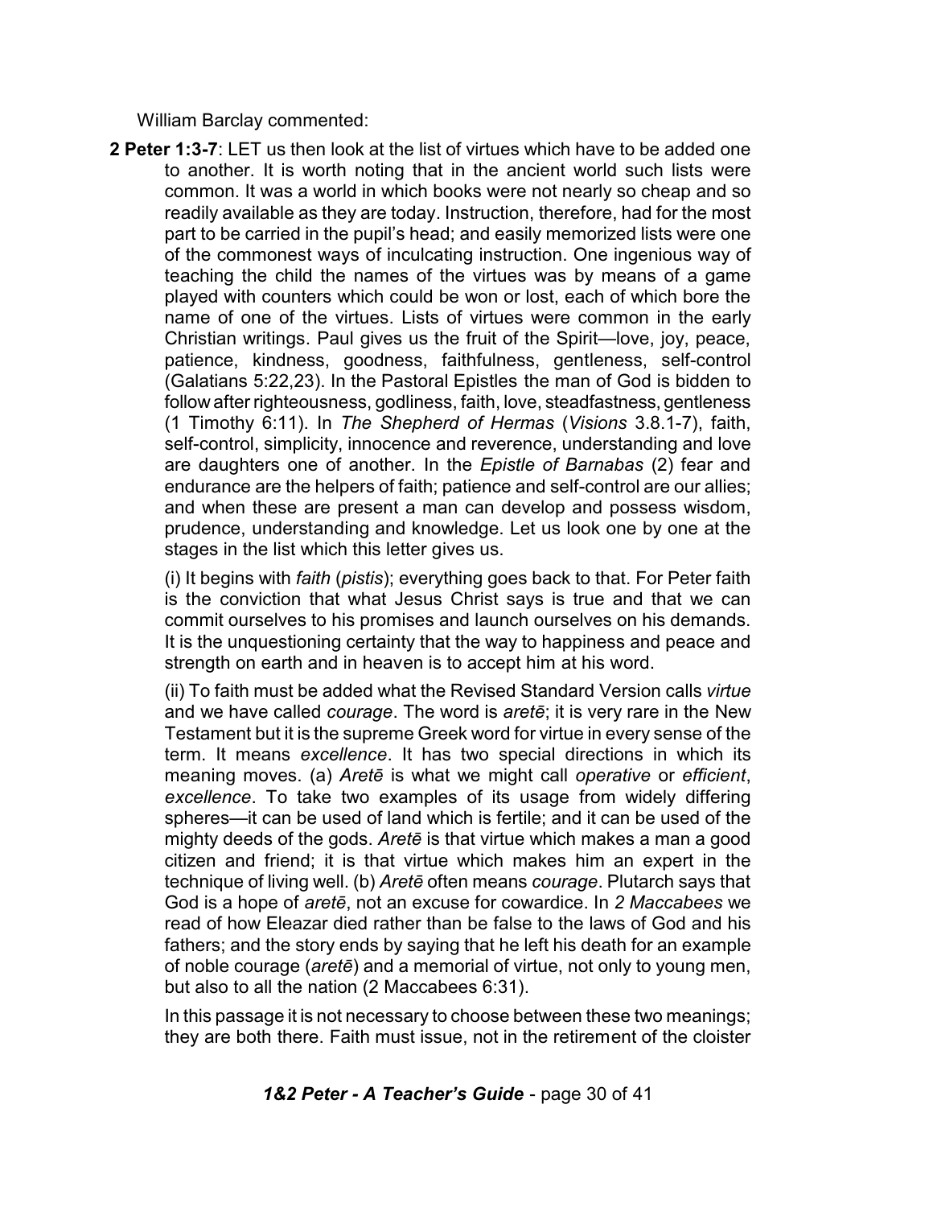William Barclay commented:

**2 Peter 1:3-7**: LET us then look at the list of virtues which have to be added one to another. It is worth noting that in the ancient world such lists were common. It was a world in which books were not nearly so cheap and so readily available as they are today. Instruction, therefore, had for the most part to be carried in the pupil's head; and easily memorized lists were one of the commonest ways of inculcating instruction. One ingenious way of teaching the child the names of the virtues was by means of a game played with counters which could be won or lost, each of which bore the name of one of the virtues. Lists of virtues were common in the early Christian writings. Paul gives us the fruit of the Spirit—love, joy, peace, patience, kindness, goodness, faithfulness, gentleness, self-control (Galatians 5:22,23). In the Pastoral Epistles the man of God is bidden to follow after righteousness, godliness, faith, love, steadfastness, gentleness (1 Timothy 6:11). In *The Shepherd of Hermas* (*Visions* 3.8.1-7), faith, self-control, simplicity, innocence and reverence, understanding and love are daughters one of another. In the *Epistle of Barnabas* (2) fear and endurance are the helpers of faith; patience and self-control are our allies; and when these are present a man can develop and possess wisdom, prudence, understanding and knowledge. Let us look one by one at the stages in the list which this letter gives us.

(i) It begins with *faith* (*pistis*); everything goes back to that. For Peter faith is the conviction that what Jesus Christ says is true and that we can commit ourselves to his promises and launch ourselves on his demands. It is the unquestioning certainty that the way to happiness and peace and strength on earth and in heaven is to accept him at his word.

(ii) To faith must be added what the Revised Standard Version calls *virtue* and we have called *courage*. The word is *aretē*; it is very rare in the New Testament but it is the supreme Greek word for virtue in every sense of the term. It means *excellence*. It has two special directions in which its meaning moves. (a) *Aretē* is what we might call *operative* or *efficient*, *excellence*. To take two examples of its usage from widely differing spheres—it can be used of land which is fertile; and it can be used of the mighty deeds of the gods. *Aretē* is that virtue which makes a man a good citizen and friend; it is that virtue which makes him an expert in the technique of living well. (b) *Aretē* often means *courage*. Plutarch says that God is a hope of *aretē*, not an excuse for cowardice. In *2 Maccabees* we read of how Eleazar died rather than be false to the laws of God and his fathers; and the story ends by saying that he left his death for an example of noble courage (*aretē*) and a memorial of virtue, not only to young men, but also to all the nation (2 Maccabees 6:31).

In this passage it is not necessary to choose between these two meanings; they are both there. Faith must issue, not in the retirement of the cloister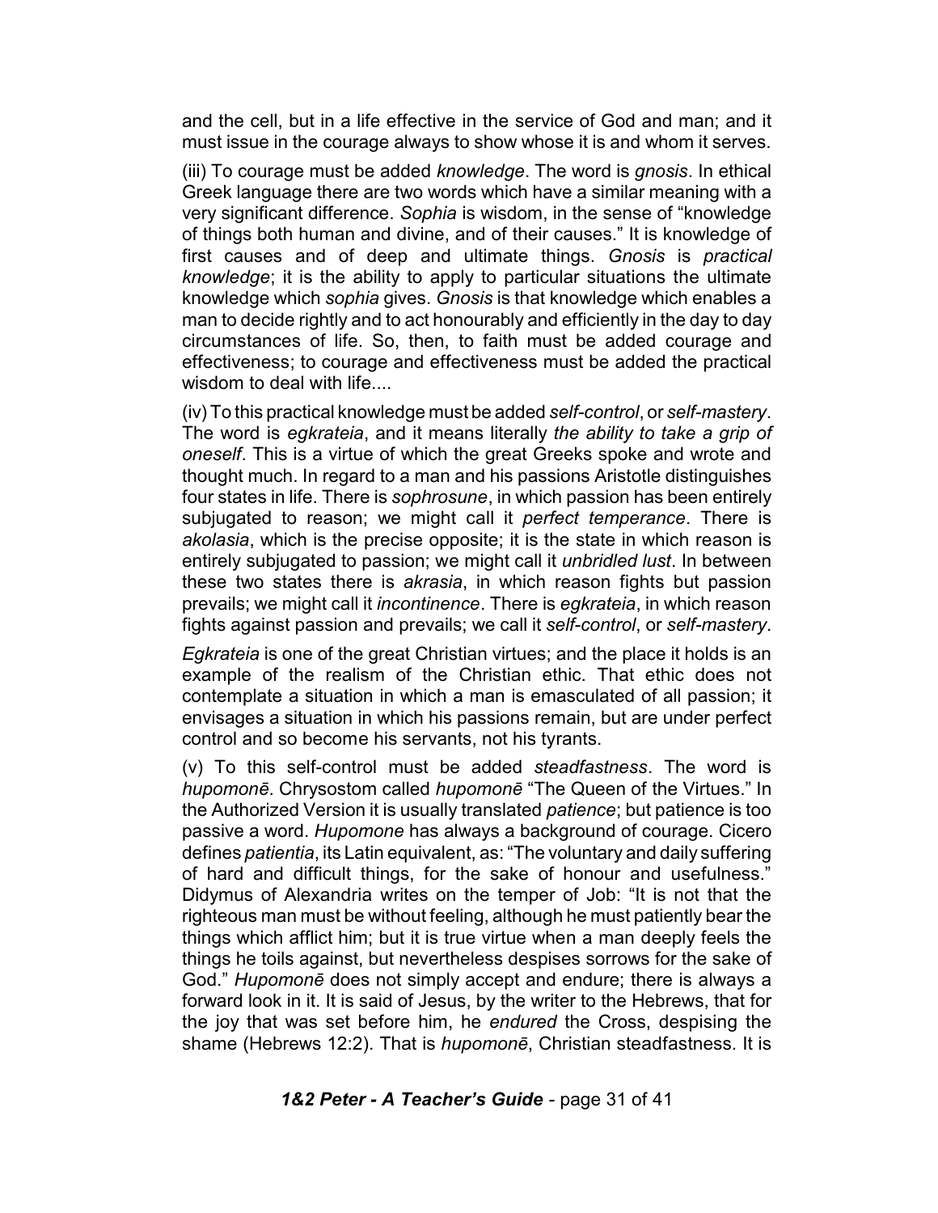and the cell, but in a life effective in the service of God and man; and it must issue in the courage always to show whose it is and whom it serves.

(iii) To courage must be added *knowledge*. The word is *gnosis*. In ethical Greek language there are two words which have a similar meaning with a very significant difference. *Sophia* is wisdom, in the sense of "knowledge of things both human and divine, and of their causes." It is knowledge of first causes and of deep and ultimate things. *Gnosis* is *practical knowledge*; it is the ability to apply to particular situations the ultimate knowledge which *sophia* gives. *Gnosis* is that knowledge which enables a man to decide rightly and to act honourably and efficiently in the day to day circumstances of life. So, then, to faith must be added courage and effectiveness; to courage and effectiveness must be added the practical wisdom to deal with life....

(iv) To this practical knowledge must be added *self-control*, or *self-mastery*. The word is *egkrateia*, and it means literally *the ability to take a grip of oneself*. This is a virtue of which the great Greeks spoke and wrote and thought much. In regard to a man and his passions Aristotle distinguishes four states in life. There is *sophrosune*, in which passion has been entirely subjugated to reason; we might call it *perfect temperance*. There is *akolasia*, which is the precise opposite; it is the state in which reason is entirely subjugated to passion; we might call it *unbridled lust*. In between these two states there is *akrasia*, in which reason fights but passion prevails; we might call it *incontinence*. There is *egkrateia*, in which reason fights against passion and prevails; we call it *self-control*, or *self-mastery*.

*Egkrateia* is one of the great Christian virtues; and the place it holds is an example of the realism of the Christian ethic. That ethic does not contemplate a situation in which a man is emasculated of all passion; it envisages a situation in which his passions remain, but are under perfect control and so become his servants, not his tyrants.

(v) To this self-control must be added *steadfastness*. The word is *hupomonē*. Chrysostom called *hupomonē* "The Queen of the Virtues." In the Authorized Version it is usually translated *patience*; but patience is too passive a word. *Hupomone* has always a background of courage. Cicero defines *patientia*, its Latin equivalent, as: "The voluntary and daily suffering of hard and difficult things, for the sake of honour and usefulness." Didymus of Alexandria writes on the temper of Job: "It is not that the righteous man must be without feeling, although he must patiently bear the things which afflict him; but it is true virtue when a man deeply feels the things he toils against, but nevertheless despises sorrows for the sake of God." *Hupomonē* does not simply accept and endure; there is always a forward look in it. It is said of Jesus, by the writer to the Hebrews, that for the joy that was set before him, he *endured* the Cross, despising the shame (Hebrews 12:2). That is *hupomonē*, Christian steadfastness. It is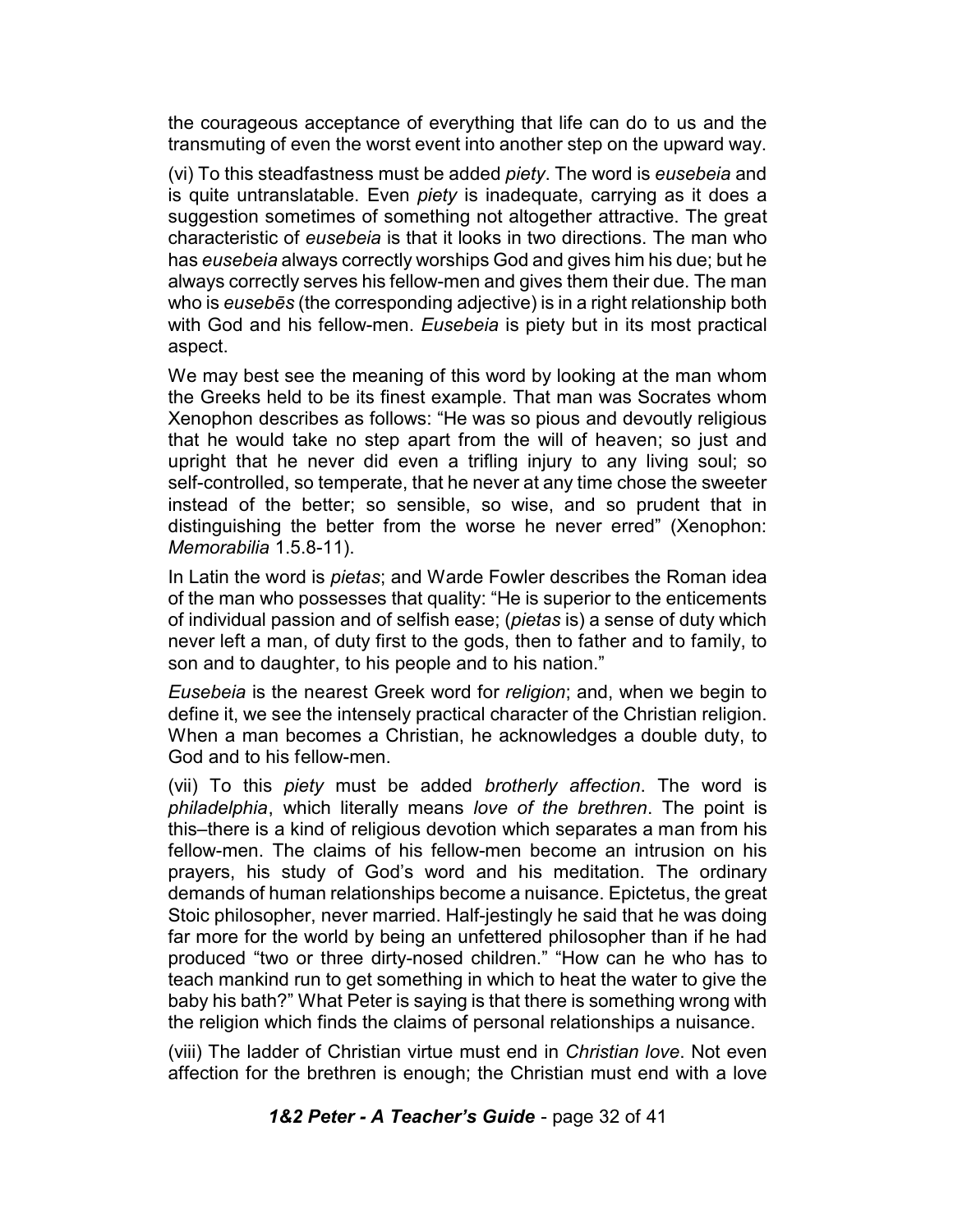the courageous acceptance of everything that life can do to us and the transmuting of even the worst event into another step on the upward way.

(vi) To this steadfastness must be added *piety*. The word is *eusebeia* and is quite untranslatable. Even *piety* is inadequate, carrying as it does a suggestion sometimes of something not altogether attractive. The great characteristic of *eusebeia* is that it looks in two directions. The man who has *eusebeia* always correctly worships God and gives him his due; but he always correctly serves his fellow-men and gives them their due. The man who is *eusebēs* (the corresponding adjective) is in a right relationship both with God and his fellow-men. *Eusebeia* is piety but in its most practical aspect.

We may best see the meaning of this word by looking at the man whom the Greeks held to be its finest example. That man was Socrates whom Xenophon describes as follows: "He was so pious and devoutly religious that he would take no step apart from the will of heaven; so just and upright that he never did even a trifling injury to any living soul; so self-controlled, so temperate, that he never at any time chose the sweeter instead of the better; so sensible, so wise, and so prudent that in distinguishing the better from the worse he never erred" (Xenophon: *Memorabilia* 1.5.8-11).

In Latin the word is *pietas*; and Warde Fowler describes the Roman idea of the man who possesses that quality: "He is superior to the enticements of individual passion and of selfish ease; (*pietas* is) a sense of duty which never left a man, of duty first to the gods, then to father and to family, to son and to daughter, to his people and to his nation."

*Eusebeia* is the nearest Greek word for *religion*; and, when we begin to define it, we see the intensely practical character of the Christian religion. When a man becomes a Christian, he acknowledges a double duty, to God and to his fellow-men.

(vii) To this *piety* must be added *brotherly affection*. The word is *philadelphia*, which literally means *love of the brethren*. The point is this–there is a kind of religious devotion which separates a man from his fellow-men. The claims of his fellow-men become an intrusion on his prayers, his study of God's word and his meditation. The ordinary demands of human relationships become a nuisance. Epictetus, the great Stoic philosopher, never married. Half-jestingly he said that he was doing far more for the world by being an unfettered philosopher than if he had produced "two or three dirty-nosed children." "How can he who has to teach mankind run to get something in which to heat the water to give the baby his bath?" What Peter is saying is that there is something wrong with the religion which finds the claims of personal relationships a nuisance.

(viii) The ladder of Christian virtue must end in *Christian love*. Not even affection for the brethren is enough; the Christian must end with a love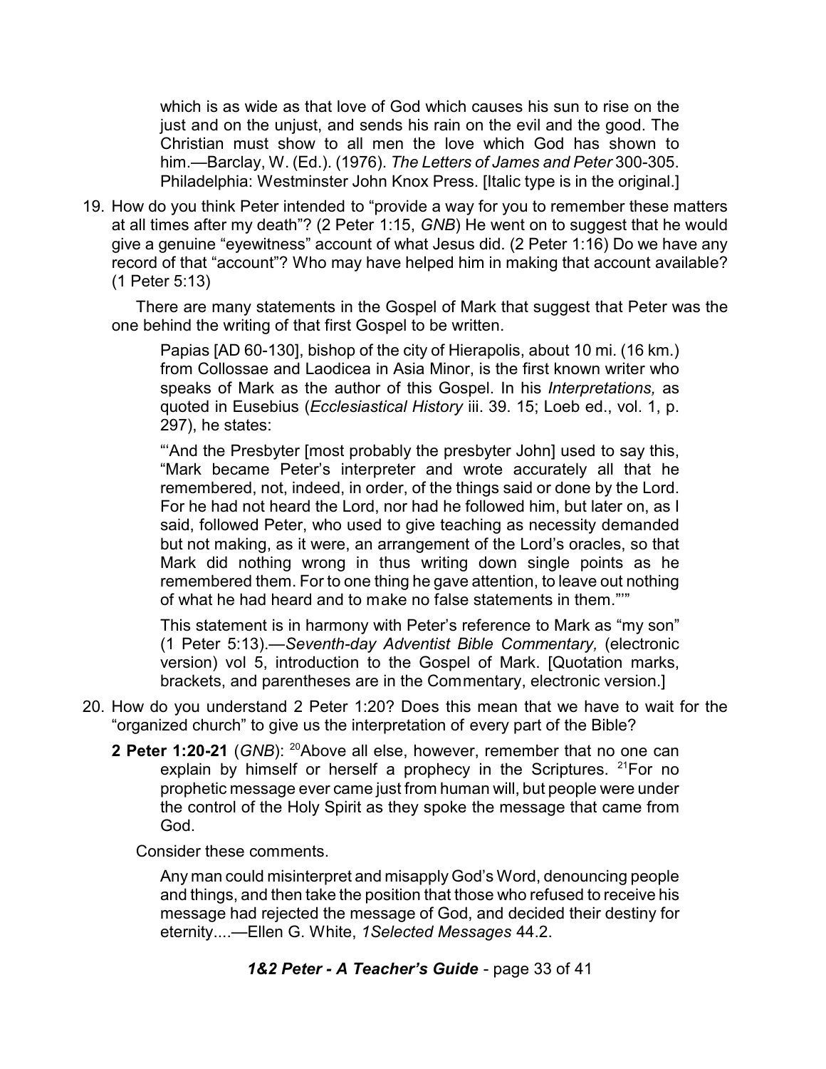> which is as wide as that love of God which causes his sun to rise on the just and on the unjust, and sends his rain on the evil and the good. The Christian must show to all men the love which God has shown to him.—Barclay, W. (Ed.). (1976). *The Letters of James and Peter* 300-305. Philadelphia: Westminster John Knox Press. [Italic type is in the original.]

19. How do you think Peter intended to "provide a way for you to remember these matters at all times after my death"? (2 Peter 1:15, *GNB*) He went on to suggest that he would give a genuine "eyewitness" account of what Jesus did. (2 Peter 1:16) Do we have any record of that "account"? Who may have helped him in making that account available? (1 Peter 5:13)

There are many statements in the Gospel of Mark that suggest that Peter was the one behind the writing of that first Gospel to be written.

> Papias [AD 60-130], bishop of the city of Hierapolis, about 10 mi. (16 km.) from Collossae and Laodicea in Asia Minor, is the first known writer who speaks of Mark as the author of this Gospel. In his *Interpretations,* as quoted in Eusebius (*Ecclesiastical History* iii. 39. 15; Loeb ed., vol. 1, p. 297), he states:
>
> "'And the Presbyter [most probably the presbyter John] used to say this, "Mark became Peter's interpreter and wrote accurately all that he remembered, not, indeed, in order, of the things said or done by the Lord. For he had not heard the Lord, nor had he followed him, but later on, as I said, followed Peter, who used to give teaching as necessity demanded but not making, as it were, an arrangement of the Lord's oracles, so that Mark did nothing wrong in thus writing down single points as he remembered them. For to one thing he gave attention, to leave out nothing of what he had heard and to make no false statements in them."'"
>
> This statement is in harmony with Peter's reference to Mark as "my son" (1 Peter 5:13).—*Seventh-day Adventist Bible Commentary,* (electronic version) vol 5, introduction to the Gospel of Mark. [Quotation marks, brackets, and parentheses are in the Commentary, electronic version.]

20. How do you understand 2 Peter 1:20? Does this mean that we have to wait for the "organized church" to give us the interpretation of every part of the Bible?

**2 Peter 1:20-21** (*GNB*): [20]Above all else, however, remember that no one can explain by himself or herself a prophecy in the Scriptures. [21]For no prophetic message ever came just from human will, but people were under the control of the Holy Spirit as they spoke the message that came from God.

Consider these comments.

> Any man could misinterpret and misapply God's Word, denouncing people and things, and then take the position that those who refused to receive his message had rejected the message of God, and decided their destiny for eternity....—Ellen G. White, *1Selected Messages* 44.2.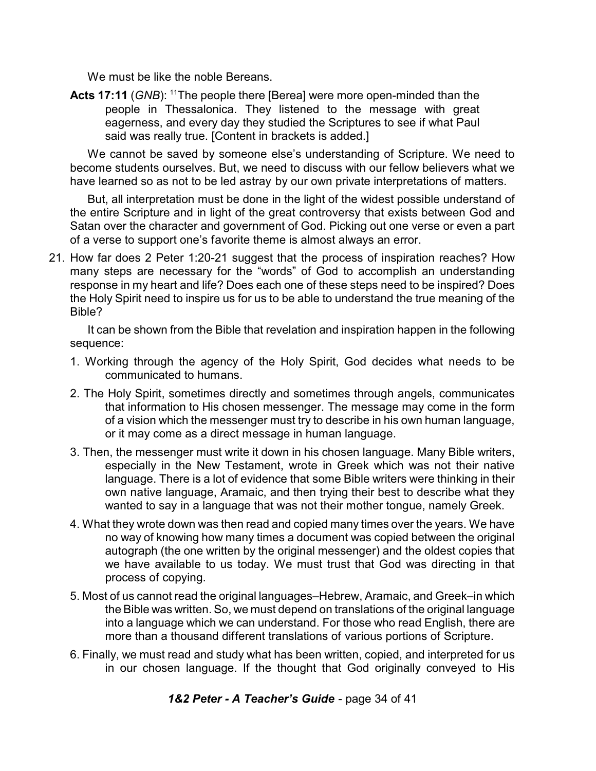We must be like the noble Bereans.

**Acts 17:11** (*GNB*): [11]The people there [Berea] were more open-minded than the people in Thessalonica. They listened to the message with great eagerness, and every day they studied the Scriptures to see if what Paul said was really true. [Content in brackets is added.]

We cannot be saved by someone else's understanding of Scripture. We need to become students ourselves. But, we need to discuss with our fellow believers what we have learned so as not to be led astray by our own private interpretations of matters.

But, all interpretation must be done in the light of the widest possible understand of the entire Scripture and in light of the great controversy that exists between God and Satan over the character and government of God. Picking out one verse or even a part of a verse to support one's favorite theme is almost always an error.

21. How far does 2 Peter 1:20-21 suggest that the process of inspiration reaches? How many steps are necessary for the "words" of God to accomplish an understanding response in my heart and life? Does each one of these steps need to be inspired? Does the Holy Spirit need to inspire us for us to be able to understand the true meaning of the Bible?

    It can be shown from the Bible that revelation and inspiration happen in the following sequence:

    1. Working through the agency of the Holy Spirit, God decides what needs to be communicated to humans.
    2. The Holy Spirit, sometimes directly and sometimes through angels, communicates that information to His chosen messenger. The message may come in the form of a vision which the messenger must try to describe in his own human language, or it may come as a direct message in human language.
    3. Then, the messenger must write it down in his chosen language. Many Bible writers, especially in the New Testament, wrote in Greek which was not their native language. There is a lot of evidence that some Bible writers were thinking in their own native language, Aramaic, and then trying their best to describe what they wanted to say in a language that was not their mother tongue, namely Greek.
    4. What they wrote down was then read and copied many times over the years. We have no way of knowing how many times a document was copied between the original autograph (the one written by the original messenger) and the oldest copies that we have available to us today. We must trust that God was directing in that process of copying.
    5. Most of us cannot read the original languages–Hebrew, Aramaic, and Greek–in which the Bible was written. So, we must depend on translations of the original language into a language which we can understand. For those who read English, there are more than a thousand different translations of various portions of Scripture.
    6. Finally, we must read and study what has been written, copied, and interpreted for us in our chosen language. If the thought that God originally conveyed to His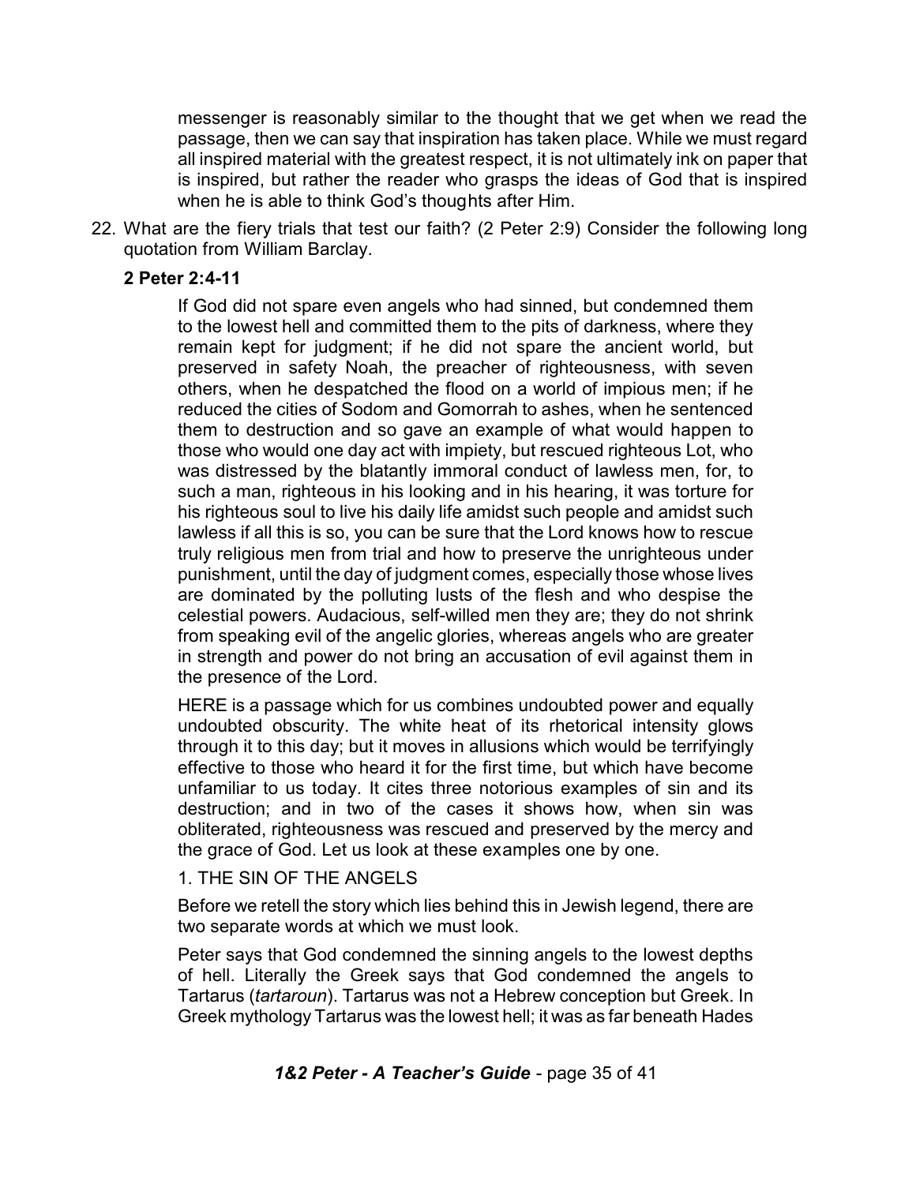messenger is reasonably similar to the thought that we get when we read the passage, then we can say that inspiration has taken place. While we must regard all inspired material with the greatest respect, it is not ultimately ink on paper that is inspired, but rather the reader who grasps the ideas of God that is inspired when he is able to think God's thoughts after Him.

22. What are the fiery trials that test our faith? (2 Peter 2:9) Consider the following long quotation from William Barclay.

**2 Peter 2:4-11**

> If God did not spare even angels who had sinned, but condemned them to the lowest hell and committed them to the pits of darkness, where they remain kept for judgment; if he did not spare the ancient world, but preserved in safety Noah, the preacher of righteousness, with seven others, when he despatched the flood on a world of impious men; if he reduced the cities of Sodom and Gomorrah to ashes, when he sentenced them to destruction and so gave an example of what would happen to those who would one day act with impiety, but rescued righteous Lot, who was distressed by the blatantly immoral conduct of lawless men, for, to such a man, righteous in his looking and in his hearing, it was torture for his righteous soul to live his daily life amidst such people and amidst such lawless if all this is so, you can be sure that the Lord knows how to rescue truly religious men from trial and how to preserve the unrighteous under punishment, until the day of judgment comes, especially those whose lives are dominated by the polluting lusts of the flesh and who despise the celestial powers. Audacious, self-willed men they are; they do not shrink from speaking evil of the angelic glories, whereas angels who are greater in strength and power do not bring an accusation of evil against them in the presence of the Lord.
>
> HERE is a passage which for us combines undoubted power and equally undoubted obscurity. The white heat of its rhetorical intensity glows through it to this day; but it moves in allusions which would be terrifyingly effective to those who heard it for the first time, but which have become unfamiliar to us today. It cites three notorious examples of sin and its destruction; and in two of the cases it shows how, when sin was obliterated, righteousness was rescued and preserved by the mercy and the grace of God. Let us look at these examples one by one.
>
> 1. THE SIN OF THE ANGELS
>
> Before we retell the story which lies behind this in Jewish legend, there are two separate words at which we must look.
>
> Peter says that God condemned the sinning angels to the lowest depths of hell. Literally the Greek says that God condemned the angels to Tartarus (*tartaroun*). Tartarus was not a Hebrew conception but Greek. In Greek mythology Tartarus was the lowest hell; it was as far beneath Hades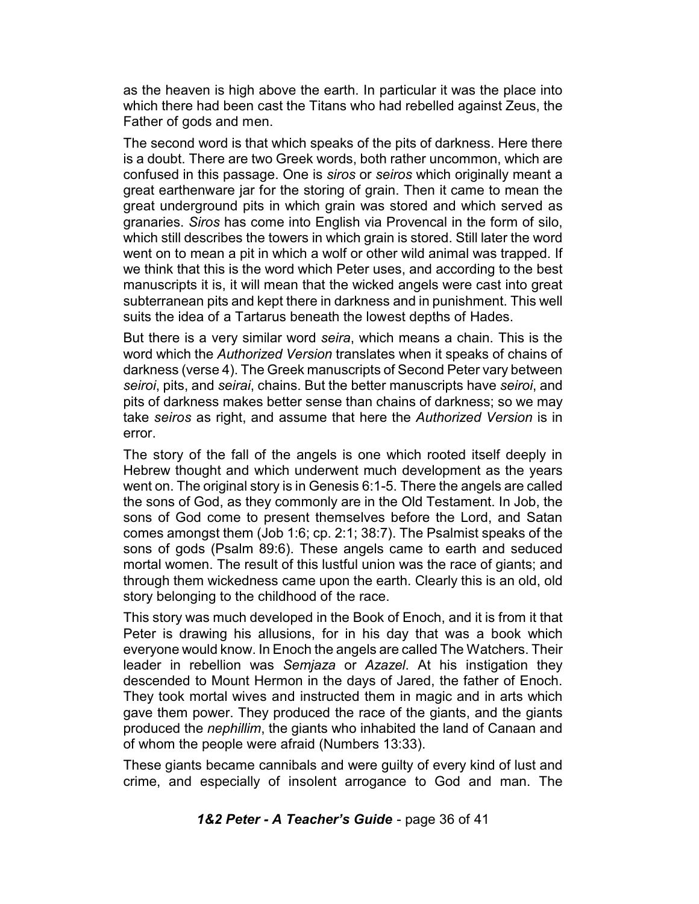as the heaven is high above the earth. In particular it was the place into which there had been cast the Titans who had rebelled against Zeus, the Father of gods and men.

The second word is that which speaks of the pits of darkness. Here there is a doubt. There are two Greek words, both rather uncommon, which are confused in this passage. One is *siros* or *seiros* which originally meant a great earthenware jar for the storing of grain. Then it came to mean the great underground pits in which grain was stored and which served as granaries. *Siros* has come into English via Provencal in the form of silo, which still describes the towers in which grain is stored. Still later the word went on to mean a pit in which a wolf or other wild animal was trapped. If we think that this is the word which Peter uses, and according to the best manuscripts it is, it will mean that the wicked angels were cast into great subterranean pits and kept there in darkness and in punishment. This well suits the idea of a Tartarus beneath the lowest depths of Hades.

But there is a very similar word *seira*, which means a chain. This is the word which the *Authorized Version* translates when it speaks of chains of darkness (verse 4). The Greek manuscripts of Second Peter vary between *seiroi*, pits, and *seirai*, chains. But the better manuscripts have *seiroi*, and pits of darkness makes better sense than chains of darkness; so we may take *seiros* as right, and assume that here the *Authorized Version* is in error.

The story of the fall of the angels is one which rooted itself deeply in Hebrew thought and which underwent much development as the years went on. The original story is in Genesis 6:1-5. There the angels are called the sons of God, as they commonly are in the Old Testament. In Job, the sons of God come to present themselves before the Lord, and Satan comes amongst them (Job 1:6; cp. 2:1; 38:7). The Psalmist speaks of the sons of gods (Psalm 89:6). These angels came to earth and seduced mortal women. The result of this lustful union was the race of giants; and through them wickedness came upon the earth. Clearly this is an old, old story belonging to the childhood of the race.

This story was much developed in the Book of Enoch, and it is from it that Peter is drawing his allusions, for in his day that was a book which everyone would know. In Enoch the angels are called The Watchers. Their leader in rebellion was *Semjaza* or *Azazel*. At his instigation they descended to Mount Hermon in the days of Jared, the father of Enoch. They took mortal wives and instructed them in magic and in arts which gave them power. They produced the race of the giants, and the giants produced the *nephillim*, the giants who inhabited the land of Canaan and of whom the people were afraid (Numbers 13:33).

These giants became cannibals and were guilty of every kind of lust and crime, and especially of insolent arrogance to God and man. The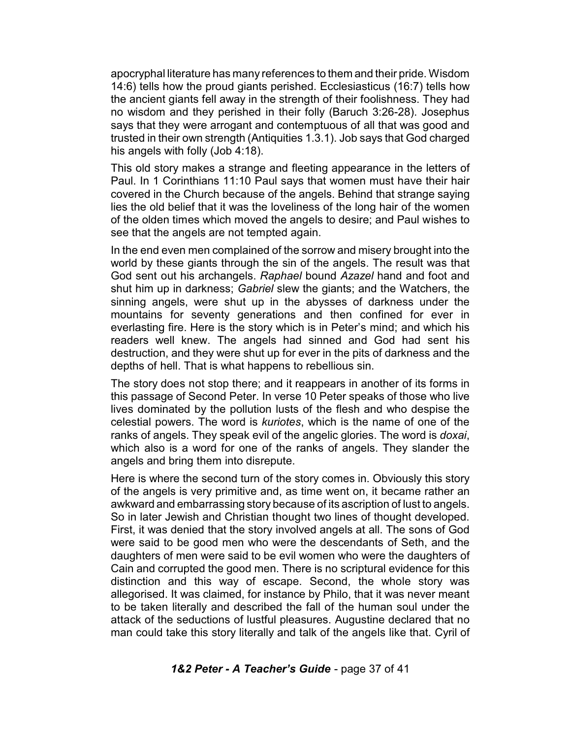apocryphal literature has many references to them and their pride. Wisdom 14:6) tells how the proud giants perished. Ecclesiasticus (16:7) tells how the ancient giants fell away in the strength of their foolishness. They had no wisdom and they perished in their folly (Baruch 3:26-28). Josephus says that they were arrogant and contemptuous of all that was good and trusted in their own strength (Antiquities 1.3.1). Job says that God charged his angels with folly (Job 4:18).

This old story makes a strange and fleeting appearance in the letters of Paul. In 1 Corinthians 11:10 Paul says that women must have their hair covered in the Church because of the angels. Behind that strange saying lies the old belief that it was the loveliness of the long hair of the women of the olden times which moved the angels to desire; and Paul wishes to see that the angels are not tempted again.

In the end even men complained of the sorrow and misery brought into the world by these giants through the sin of the angels. The result was that God sent out his archangels. *Raphael* bound *Azazel* hand and foot and shut him up in darkness; *Gabriel* slew the giants; and the Watchers, the sinning angels, were shut up in the abysses of darkness under the mountains for seventy generations and then confined for ever in everlasting fire. Here is the story which is in Peter's mind; and which his readers well knew. The angels had sinned and God had sent his destruction, and they were shut up for ever in the pits of darkness and the depths of hell. That is what happens to rebellious sin.

The story does not stop there; and it reappears in another of its forms in this passage of Second Peter. In verse 10 Peter speaks of those who live lives dominated by the pollution lusts of the flesh and who despise the celestial powers. The word is *kuriotes*, which is the name of one of the ranks of angels. They speak evil of the angelic glories. The word is *doxai*, which also is a word for one of the ranks of angels. They slander the angels and bring them into disrepute.

Here is where the second turn of the story comes in. Obviously this story of the angels is very primitive and, as time went on, it became rather an awkward and embarrassing story because of its ascription of lust to angels. So in later Jewish and Christian thought two lines of thought developed. First, it was denied that the story involved angels at all. The sons of God were said to be good men who were the descendants of Seth, and the daughters of men were said to be evil women who were the daughters of Cain and corrupted the good men. There is no scriptural evidence for this distinction and this way of escape. Second, the whole story was allegorised. It was claimed, for instance by Philo, that it was never meant to be taken literally and described the fall of the human soul under the attack of the seductions of lustful pleasures. Augustine declared that no man could take this story literally and talk of the angels like that. Cyril of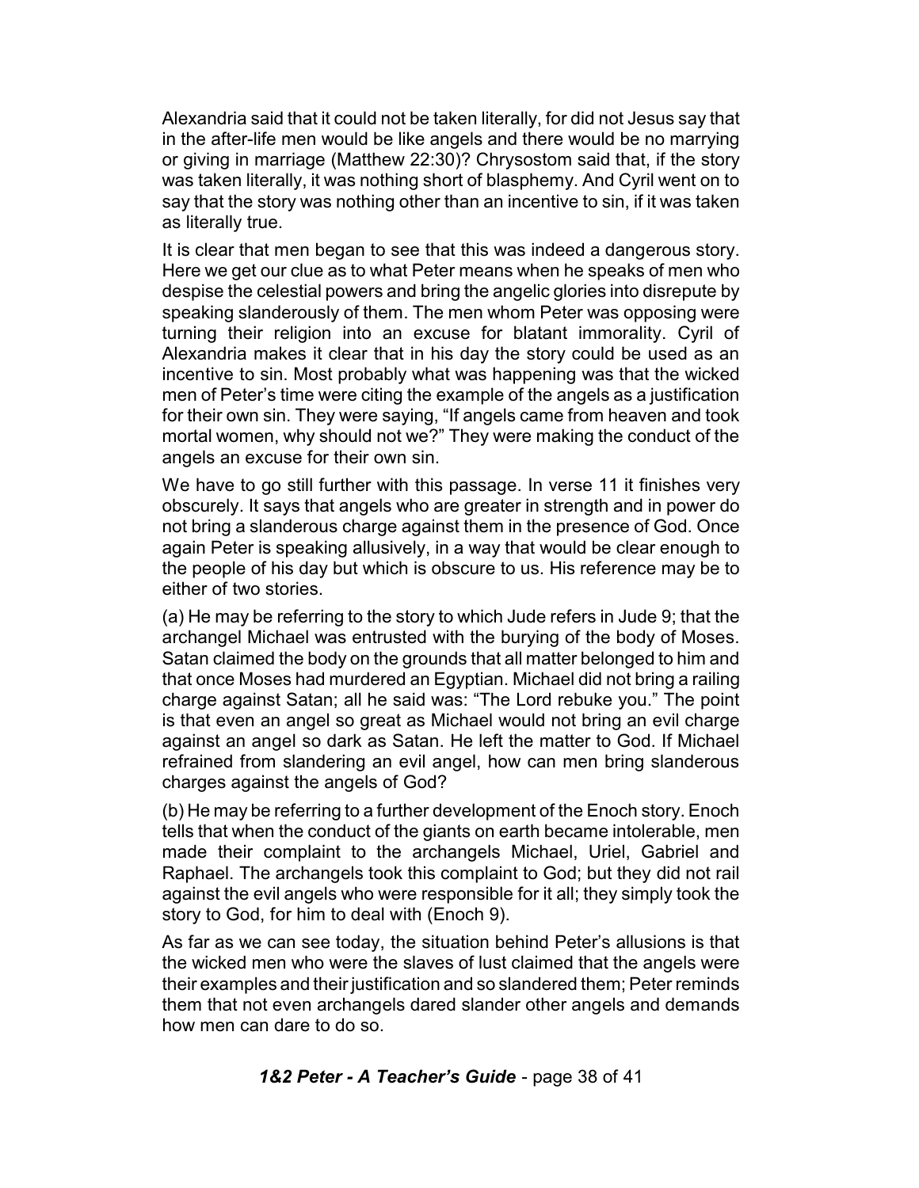Alexandria said that it could not be taken literally, for did not Jesus say that in the after-life men would be like angels and there would be no marrying or giving in marriage (Matthew 22:30)? Chrysostom said that, if the story was taken literally, it was nothing short of blasphemy. And Cyril went on to say that the story was nothing other than an incentive to sin, if it was taken as literally true.

It is clear that men began to see that this was indeed a dangerous story. Here we get our clue as to what Peter means when he speaks of men who despise the celestial powers and bring the angelic glories into disrepute by speaking slanderously of them. The men whom Peter was opposing were turning their religion into an excuse for blatant immorality. Cyril of Alexandria makes it clear that in his day the story could be used as an incentive to sin. Most probably what was happening was that the wicked men of Peter's time were citing the example of the angels as a justification for their own sin. They were saying, "If angels came from heaven and took mortal women, why should not we?" They were making the conduct of the angels an excuse for their own sin.

We have to go still further with this passage. In verse 11 it finishes very obscurely. It says that angels who are greater in strength and in power do not bring a slanderous charge against them in the presence of God. Once again Peter is speaking allusively, in a way that would be clear enough to the people of his day but which is obscure to us. His reference may be to either of two stories.

(a) He may be referring to the story to which Jude refers in Jude 9; that the archangel Michael was entrusted with the burying of the body of Moses. Satan claimed the body on the grounds that all matter belonged to him and that once Moses had murdered an Egyptian. Michael did not bring a railing charge against Satan; all he said was: "The Lord rebuke you." The point is that even an angel so great as Michael would not bring an evil charge against an angel so dark as Satan. He left the matter to God. If Michael refrained from slandering an evil angel, how can men bring slanderous charges against the angels of God?

(b) He may be referring to a further development of the Enoch story. Enoch tells that when the conduct of the giants on earth became intolerable, men made their complaint to the archangels Michael, Uriel, Gabriel and Raphael. The archangels took this complaint to God; but they did not rail against the evil angels who were responsible for it all; they simply took the story to God, for him to deal with (Enoch 9).

As far as we can see today, the situation behind Peter's allusions is that the wicked men who were the slaves of lust claimed that the angels were their examples and their justification and so slandered them; Peter reminds them that not even archangels dared slander other angels and demands how men can dare to do so.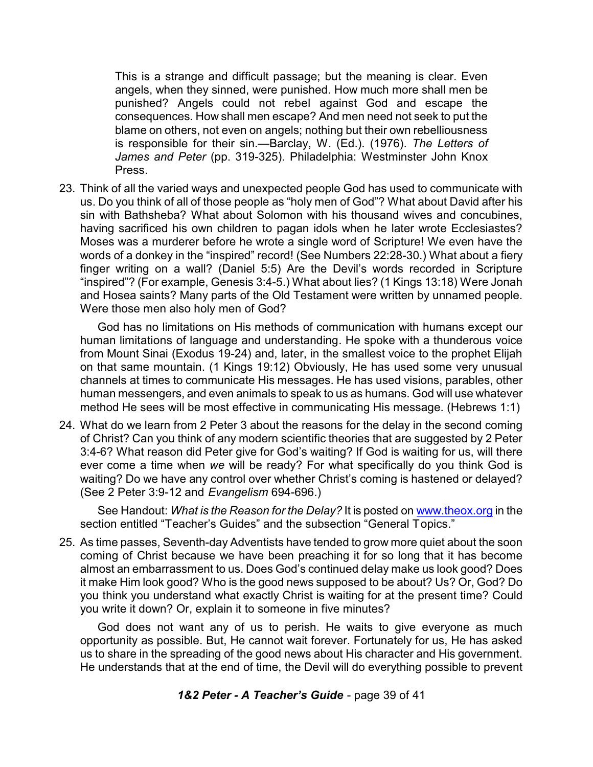> This is a strange and difficult passage; but the meaning is clear. Even angels, when they sinned, were punished. How much more shall men be punished? Angels could not rebel against God and escape the consequences. How shall men escape? And men need not seek to put the blame on others, not even on angels; nothing but their own rebelliousness is responsible for their sin.—Barclay, W. (Ed.). (1976). *The Letters of James and Peter* (pp. 319-325). Philadelphia: Westminster John Knox Press.

23. Think of all the varied ways and unexpected people God has used to communicate with us. Do you think of all of those people as "holy men of God"? What about David after his sin with Bathsheba? What about Solomon with his thousand wives and concubines, having sacrificed his own children to pagan idols when he later wrote Ecclesiastes? Moses was a murderer before he wrote a single word of Scripture! We even have the words of a donkey in the "inspired" record! (See Numbers 22:28-30.) What about a fiery finger writing on a wall? (Daniel 5:5) Are the Devil's words recorded in Scripture "inspired"? (For example, Genesis 3:4-5.) What about lies? (1 Kings 13:18) Were Jonah and Hosea saints? Many parts of the Old Testament were written by unnamed people. Were those men also holy men of God?

    God has no limitations on His methods of communication with humans except our human limitations of language and understanding. He spoke with a thunderous voice from Mount Sinai (Exodus 19-24) and, later, in the smallest voice to the prophet Elijah on that same mountain. (1 Kings 19:12) Obviously, He has used some very unusual channels at times to communicate His messages. He has used visions, parables, other human messengers, and even animals to speak to us as humans. God will use whatever method He sees will be most effective in communicating His message. (Hebrews 1:1)

24. What do we learn from 2 Peter 3 about the reasons for the delay in the second coming of Christ? Can you think of any modern scientific theories that are suggested by 2 Peter 3:4-6? What reason did Peter give for God's waiting? If God is waiting for us, will there ever come a time when *we* will be ready? For what specifically do you think God is waiting? Do we have any control over whether Christ's coming is hastened or delayed? (See 2 Peter 3:9-12 and *Evangelism* 694-696.)

    See Handout: *What is the Reason for the Delay?* It is posted on www.theox.org in the section entitled "Teacher's Guides" and the subsection "General Topics."

25. As time passes, Seventh-day Adventists have tended to grow more quiet about the soon coming of Christ because we have been preaching it for so long that it has become almost an embarrassment to us. Does God's continued delay make us look good? Does it make Him look good? Who is the good news supposed to be about? Us? Or, God? Do you think you understand what exactly Christ is waiting for at the present time? Could you write it down? Or, explain it to someone in five minutes?

    God does not want any of us to perish. He waits to give everyone as much opportunity as possible. But, He cannot wait forever. Fortunately for us, He has asked us to share in the spreading of the good news about His character and His government. He understands that at the end of time, the Devil will do everything possible to prevent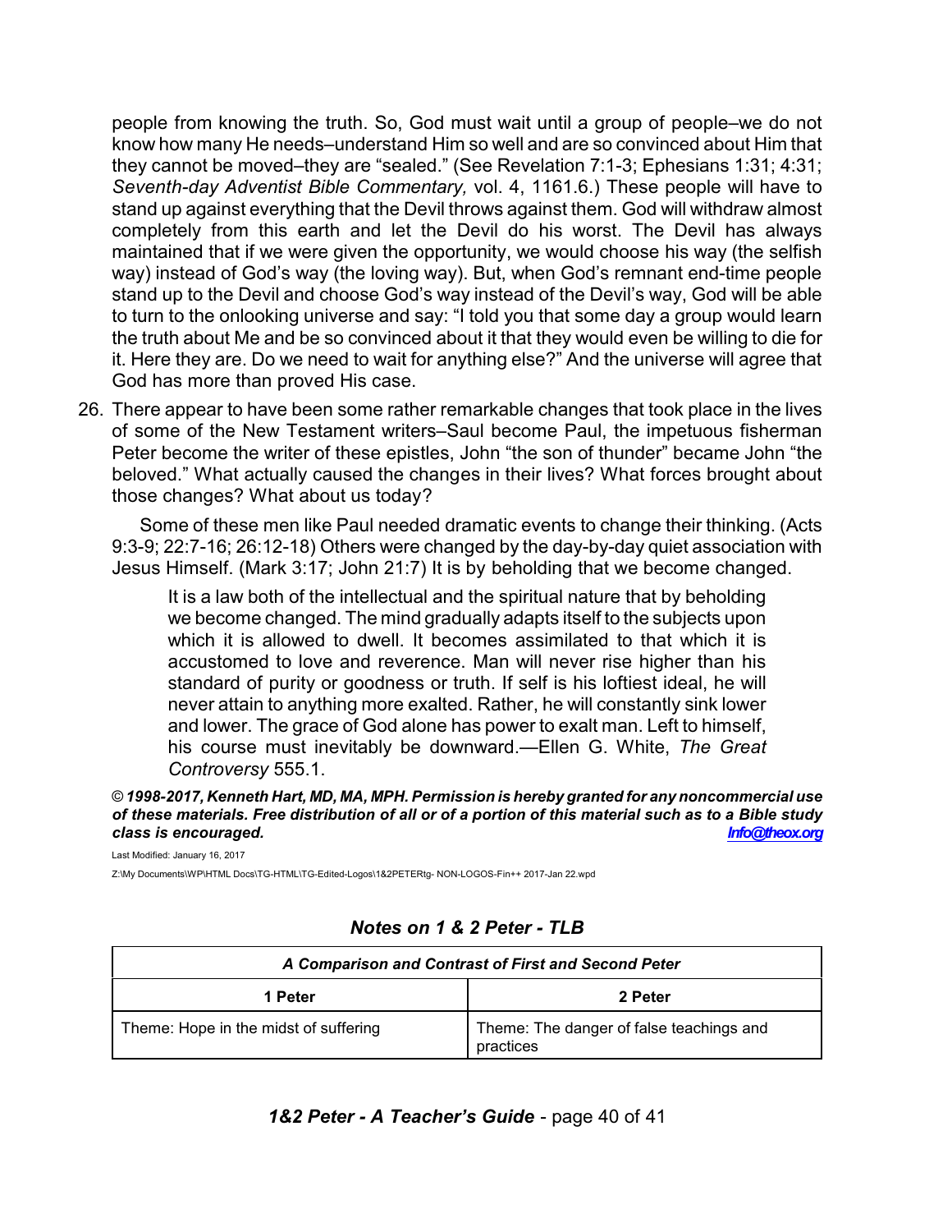people from knowing the truth. So, God must wait until a group of people–we do not know how many He needs–understand Him so well and are so convinced about Him that they cannot be moved–they are "sealed." (See Revelation 7:1-3; Ephesians 1:31; 4:31; *Seventh-day Adventist Bible Commentary,* vol. 4, 1161.6.) These people will have to stand up against everything that the Devil throws against them. God will withdraw almost completely from this earth and let the Devil do his worst. The Devil has always maintained that if we were given the opportunity, we would choose his way (the selfish way) instead of God's way (the loving way). But, when God's remnant end-time people stand up to the Devil and choose God's way instead of the Devil's way, God will be able to turn to the onlooking universe and say: "I told you that some day a group would learn the truth about Me and be so convinced about it that they would even be willing to die for it. Here they are. Do we need to wait for anything else?" And the universe will agree that God has more than proved His case.

26. There appear to have been some rather remarkable changes that took place in the lives of some of the New Testament writers–Saul become Paul, the impetuous fisherman Peter become the writer of these epistles, John "the son of thunder" became John "the beloved." What actually caused the changes in their lives? What forces brought about those changes? What about us today?

    Some of these men like Paul needed dramatic events to change their thinking. (Acts 9:3-9; 22:7-16; 26:12-18) Others were changed by the day-by-day quiet association with Jesus Himself. (Mark 3:17; John 21:7) It is by beholding that we become changed.

    > It is a law both of the intellectual and the spiritual nature that by beholding we become changed. The mind gradually adapts itself to the subjects upon which it is allowed to dwell. It becomes assimilated to that which it is accustomed to love and reverence. Man will never rise higher than his standard of purity or goodness or truth. If self is his loftiest ideal, he will never attain to anything more exalted. Rather, he will constantly sink lower and lower. The grace of God alone has power to exalt man. Left to himself, his course must inevitably be downward.—Ellen G. White, *The Great Controversy* 555.1.

***© 1998-2017, Kenneth Hart, MD, MA, MPH. Permission is hereby granted for any noncommercial use of these materials. Free distribution of all or of a portion of this material such as to a Bible study class is encouraged.*** ***Info@theox.org***

Last Modified: January 16, 2017

Z:\My Documents\WP\HTML Docs\TG-HTML\TG-Edited-Logos\1&2PETERtg- NON-LOGOS-Fin++ 2017-Jan 22.wpd

## *Notes on 1 & 2 Peter - TLB*

| *A Comparison and Contrast of First and Second Peter* | |
|---|---|
| **1 Peter** | **2 Peter** |
| Theme: Hope in the midst of suffering | Theme: The danger of false teachings and practices |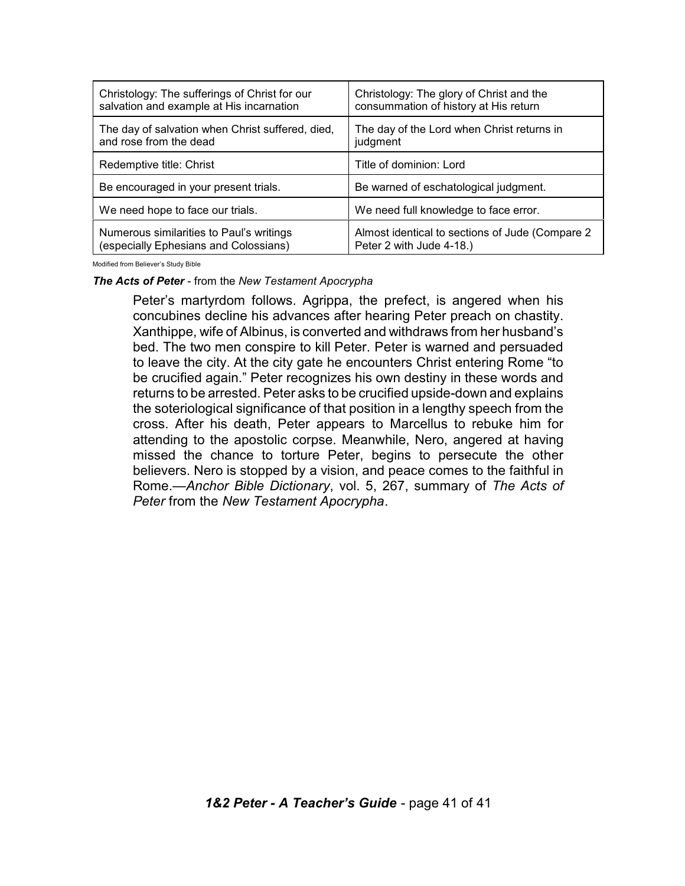| | |
|---|---|
| Christology: The sufferings of Christ for our salvation and example at His incarnation | Christology: The glory of Christ and the consummation of history at His return |
| The day of salvation when Christ suffered, died, and rose from the dead | The day of the Lord when Christ returns in judgment |
| Redemptive title: Christ | Title of dominion: Lord |
| Be encouraged in your present trials. | Be warned of eschatological judgment. |
| We need hope to face our trials. | We need full knowledge to face error. |
| Numerous similarities to Paul's writings (especially Ephesians and Colossians) | Almost identical to sections of Jude (Compare 2 Peter 2 with Jude 4-18.) |

Modified from Believer's Study Bible

***The Acts of Peter*** - from the *New Testament Apocrypha*

> Peter's martyrdom follows. Agrippa, the prefect, is angered when his concubines decline his advances after hearing Peter preach on chastity. Xanthippe, wife of Albinus, is converted and withdraws from her husband's bed. The two men conspire to kill Peter. Peter is warned and persuaded to leave the city. At the city gate he encounters Christ entering Rome "to be crucified again." Peter recognizes his own destiny in these words and returns to be arrested. Peter asks to be crucified upside-down and explains the soteriological significance of that position in a lengthy speech from the cross. After his death, Peter appears to Marcellus to rebuke him for attending to the apostolic corpse. Meanwhile, Nero, angered at having missed the chance to torture Peter, begins to persecute the other believers. Nero is stopped by a vision, and peace comes to the faithful in Rome.—*Anchor Bible Dictionary*, vol. 5, 267, summary of *The Acts of Peter* from the *New Testament Apocrypha*.